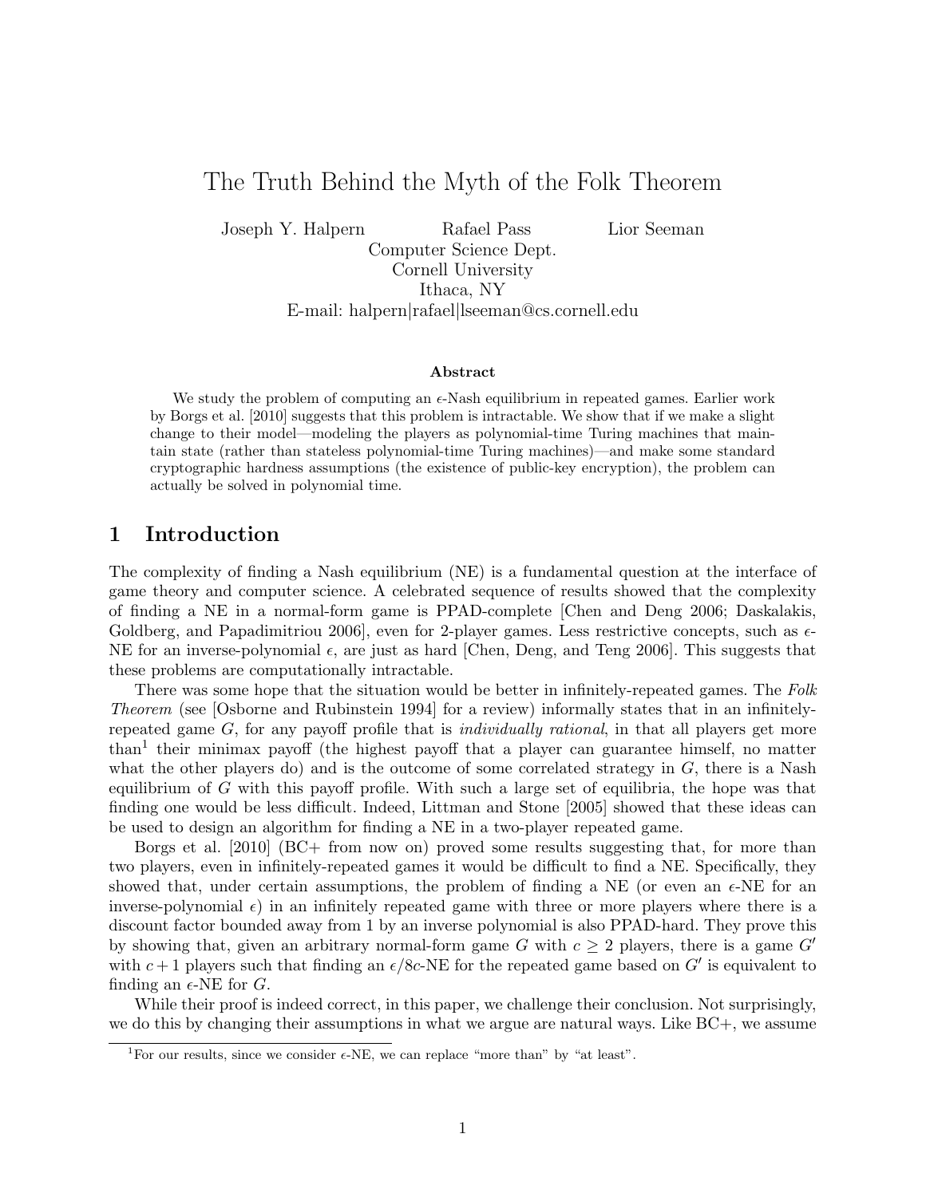# The Truth Behind the Myth of the Folk Theorem

Joseph Y. Halpern    Rafael Pass    Lior Seeman

Computer Science Dept.
Cornell University
Ithaca, NY
E-mail: halpern|rafael|lseeman@cs.cornell.edu

### Abstract

We study the problem of computing an $\epsilon$-Nash equilibrium in repeated games. Earlier work by Borgs et al. [2010] suggests that this problem is intractable. We show that if we make a slight change to their model—modeling the players as polynomial-time Turing machines that maintain state (rather than stateless polynomial-time Turing machines)—and make some standard cryptographic hardness assumptions (the existence of public-key encryption), the problem can actually be solved in polynomial time.

## 1 Introduction

The complexity of finding a Nash equilibrium (NE) is a fundamental question at the interface of game theory and computer science. A celebrated sequence of results showed that the complexity of finding a NE in a normal-form game is PPAD-complete [Chen and Deng 2006; Daskalakis, Goldberg, and Papadimitriou 2006], even for 2-player games. Less restrictive concepts, such as $\epsilon$-NE for an inverse-polynomial $\epsilon$, are just as hard [Chen, Deng, and Teng 2006]. This suggests that these problems are computationally intractable.

There was some hope that the situation would be better in infinitely-repeated games. The *Folk Theorem* (see [Osborne and Rubinstein 1994] for a review) informally states that in an infinitely-repeated game $G$, for any payoff profile that is *individually rational*, in that all players get more than[1] their minimax payoff (the highest payoff that a player can guarantee himself, no matter what the other players do) and is the outcome of some correlated strategy in $G$, there is a Nash equilibrium of $G$ with this payoff profile. With such a large set of equilibria, the hope was that finding one would be less difficult. Indeed, Littman and Stone [2005] showed that these ideas can be used to design an algorithm for finding a NE in a two-player repeated game.

Borgs et al. [2010] (BC+ from now on) proved some results suggesting that, for more than two players, even in infinitely-repeated games it would be difficult to find a NE. Specifically, they showed that, under certain assumptions, the problem of finding a NE (or even an $\epsilon$-NE for an inverse-polynomial $\epsilon$) in an infinitely repeated game with three or more players where there is a discount factor bounded away from 1 by an inverse polynomial is also PPAD-hard. They prove this by showing that, given an arbitrary normal-form game $G$ with $c \geq 2$ players, there is a game $G'$ with $c + 1$ players such that finding an $\epsilon/8c$-NE for the repeated game based on $G'$ is equivalent to finding an $\epsilon$-NE for $G$.

While their proof is indeed correct, in this paper, we challenge their conclusion. Not surprisingly, we do this by changing their assumptions in what we argue are natural ways. Like BC+, we assume

[1] For our results, since we consider $\epsilon$-NE, we can replace "more than" by "at least".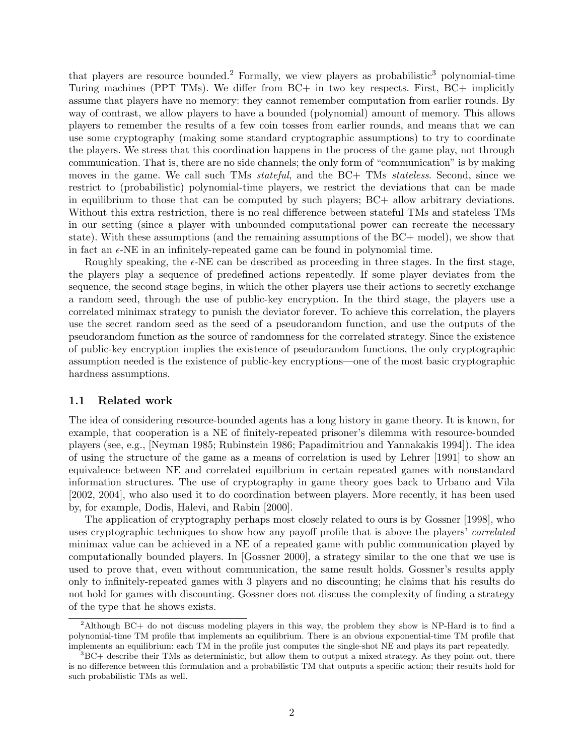that players are resource bounded.[2] Formally, we view players as probabilistic[3] polynomial-time Turing machines (PPT TMs). We differ from BC+ in two key respects. First, BC+ implicitly assume that players have no memory: they cannot remember computation from earlier rounds. By way of contrast, we allow players to have a bounded (polynomial) amount of memory. This allows players to remember the results of a few coin tosses from earlier rounds, and means that we can use some cryptography (making some standard cryptographic assumptions) to try to coordinate the players. We stress that this coordination happens in the process of the game play, not through communication. That is, there are no side channels; the only form of "communication" is by making moves in the game. We call such TMs *stateful*, and the BC+ TMs *stateless*. Second, since we restrict to (probabilistic) polynomial-time players, we restrict the deviations that can be made in equilibrium to those that can be computed by such players; BC+ allow arbitrary deviations. Without this extra restriction, there is no real difference between stateful TMs and stateless TMs in our setting (since a player with unbounded computational power can recreate the necessary state). With these assumptions (and the remaining assumptions of the BC+ model), we show that in fact an $\epsilon$-NE in an infinitely-repeated game can be found in polynomial time.

Roughly speaking, the $\epsilon$-NE can be described as proceeding in three stages. In the first stage, the players play a sequence of predefined actions repeatedly. If some player deviates from the sequence, the second stage begins, in which the other players use their actions to secretly exchange a random seed, through the use of public-key encryption. In the third stage, the players use a correlated minimax strategy to punish the deviator forever. To achieve this correlation, the players use the secret random seed as the seed of a pseudorandom function, and use the outputs of the pseudorandom function as the source of randomness for the correlated strategy. Since the existence of public-key encryption implies the existence of pseudorandom functions, the only cryptographic assumption needed is the existence of public-key encryptions—one of the most basic cryptographic hardness assumptions.

### 1.1 Related work

The idea of considering resource-bounded agents has a long history in game theory. It is known, for example, that cooperation is a NE of finitely-repeated prisoner's dilemma with resource-bounded players (see, e.g., [Neyman 1985; Rubinstein 1986; Papadimitriou and Yannakakis 1994]). The idea of using the structure of the game as a means of correlation is used by Lehrer [1991] to show an equivalence between NE and correlated equilbrium in certain repeated games with nonstandard information structures. The use of cryptography in game theory goes back to Urbano and Vila [2002, 2004], who also used it to do coordination between players. More recently, it has been used by, for example, Dodis, Halevi, and Rabin [2000].

The application of cryptography perhaps most closely related to ours is by Gossner [1998], who uses cryptographic techniques to show how any payoff profile that is above the players' *correlated* minimax value can be achieved in a NE of a repeated game with public communication played by computationally bounded players. In [Gossner 2000], a strategy similar to the one that we use is used to prove that, even without communication, the same result holds. Gossner's results apply only to infinitely-repeated games with 3 players and no discounting; he claims that his results do not hold for games with discounting. Gossner does not discuss the complexity of finding a strategy of the type that he shows exists.

[2] Although BC+ do not discuss modeling players in this way, the problem they show is NP-Hard is to find a polynomial-time TM profile that implements an equilibrium. There is an obvious exponential-time TM profile that implements an equilibrium: each TM in the profile just computes the single-shot NE and plays its part repeatedly.

[3] BC+ describe their TMs as deterministic, but allow them to output a mixed strategy. As they point out, there is no difference between this formulation and a probabilistic TM that outputs a specific action; their results hold for such probabilistic TMs as well.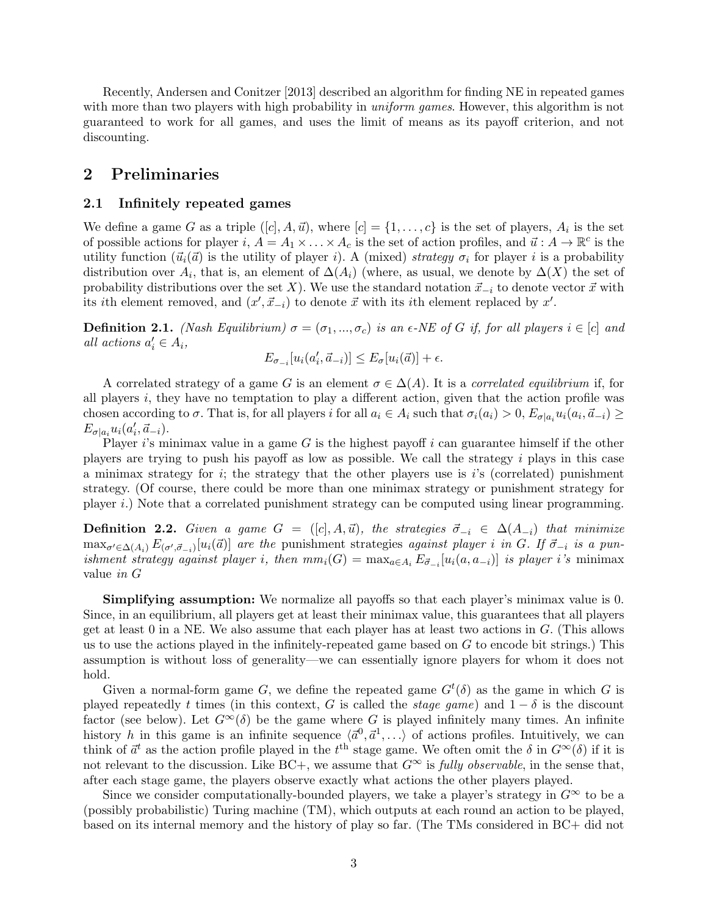Recently, Andersen and Conitzer [2013] described an algorithm for finding NE in repeated games with more than two players with high probability in *uniform games*. However, this algorithm is not guaranteed to work for all games, and uses the limit of means as its payoff criterion, and not discounting.

## 2 Preliminaries

### 2.1 Infinitely repeated games

We define a game $G$ as a triple $([c], A, \vec{u})$, where $[c] = \{1, \ldots, c\}$ is the set of players, $A_i$ is the set of possible actions for player $i$, $A = A_1 \times \ldots \times A_c$ is the set of action profiles, and $\vec{u} : A \to \mathbb{R}^c$ is the utility function ($\vec{u}_i(\vec{a})$ is the utility of player $i$). A (mixed) *strategy* $\sigma_i$ for player $i$ is a probability distribution over $A_i$, that is, an element of $\Delta(A_i)$ (where, as usual, we denote by $\Delta(X)$ the set of probability distributions over the set $X$). We use the standard notation $\vec{x}_{-i}$ to denote vector $\vec{x}$ with its $i$th element removed, and $(x', \vec{x}_{-i})$ to denote $\vec{x}$ with its $i$th element replaced by $x'$.

**Definition 2.1.** *(Nash Equilibrium) $\sigma = (\sigma_1, ..., \sigma_c)$ is an $\epsilon$-NE of $G$ if, for all players $i \in [c]$ and all actions $a'_i \in A_i$,*

$$E_{\sigma_{-i}}[u_i(a'_i, \vec{a}_{-i})] \leq E_\sigma[u_i(\vec{a})] + \epsilon.$$

A correlated strategy of a game $G$ is an element $\sigma \in \Delta(A)$. It is a *correlated equilibrium* if, for all players $i$, they have no temptation to play a different action, given that the action profile was chosen according to $\sigma$. That is, for all players $i$ for all $a_i \in A_i$ such that $\sigma_i(a_i) > 0$, $E_{\sigma|a_i} u_i(a_i, \vec{a}_{-i}) \geq E_{\sigma|a_i} u_i(a'_i, \vec{a}_{-i})$.

Player $i$'s minimax value in a game $G$ is the highest payoff $i$ can guarantee himself if the other players are trying to push his payoff as low as possible. We call the strategy $i$ plays in this case a minimax strategy for $i$; the strategy that the other players use is $i$'s (correlated) punishment strategy. (Of course, there could be more than one minimax strategy or punishment strategy for player $i$.) Note that a correlated punishment strategy can be computed using linear programming.

**Definition 2.2.** *Given a game $G = ([c], A, \vec{u})$, the strategies $\vec{\sigma}_{-i} \in \Delta(A_{-i})$ that minimize $\max_{\sigma' \in \Delta(A_i)} E_{(\sigma', \vec{\sigma}_{-i})}[u_i(\vec{a})]$ are the* punishment strategies *against player $i$ in $G$. If $\vec{\sigma}_{-i}$ is a punishment strategy against player $i$, then $mm_i(G) = \max_{a \in A_i} E_{\vec{\sigma}_{-i}}[u_i(a, a_{-i})]$ is player $i$'s* minimax value *in $G$*

**Simplifying assumption:** We normalize all payoffs so that each player's minimax value is 0. Since, in an equilibrium, all players get at least their minimax value, this guarantees that all players get at least 0 in a NE. We also assume that each player has at least two actions in $G$. (This allows us to use the actions played in the infinitely-repeated game based on $G$ to encode bit strings.) This assumption is without loss of generality—we can essentially ignore players for whom it does not hold.

Given a normal-form game $G$, we define the repeated game $G^t(\delta)$ as the game in which $G$ is played repeatedly $t$ times (in this context, $G$ is called the *stage game*) and $1 - \delta$ is the discount factor (see below). Let $G^\infty(\delta)$ be the game where $G$ is played infinitely many times. An infinite history $h$ in this game is an infinite sequence $\langle \vec{a}^0, \vec{a}^1, \ldots \rangle$ of actions profiles. Intuitively, we can think of $\vec{a}^t$ as the action profile played in the $t^{\text{th}}$ stage game. We often omit the $\delta$ in $G^\infty(\delta)$ if it is not relevant to the discussion. Like BC+, we assume that $G^\infty$ is *fully observable*, in the sense that, after each stage game, the players observe exactly what actions the other players played.

Since we consider computationally-bounded players, we take a player's strategy in $G^\infty$ to be a (possibly probabilistic) Turing machine (TM), which outputs at each round an action to be played, based on its internal memory and the history of play so far. (The TMs considered in BC+ did not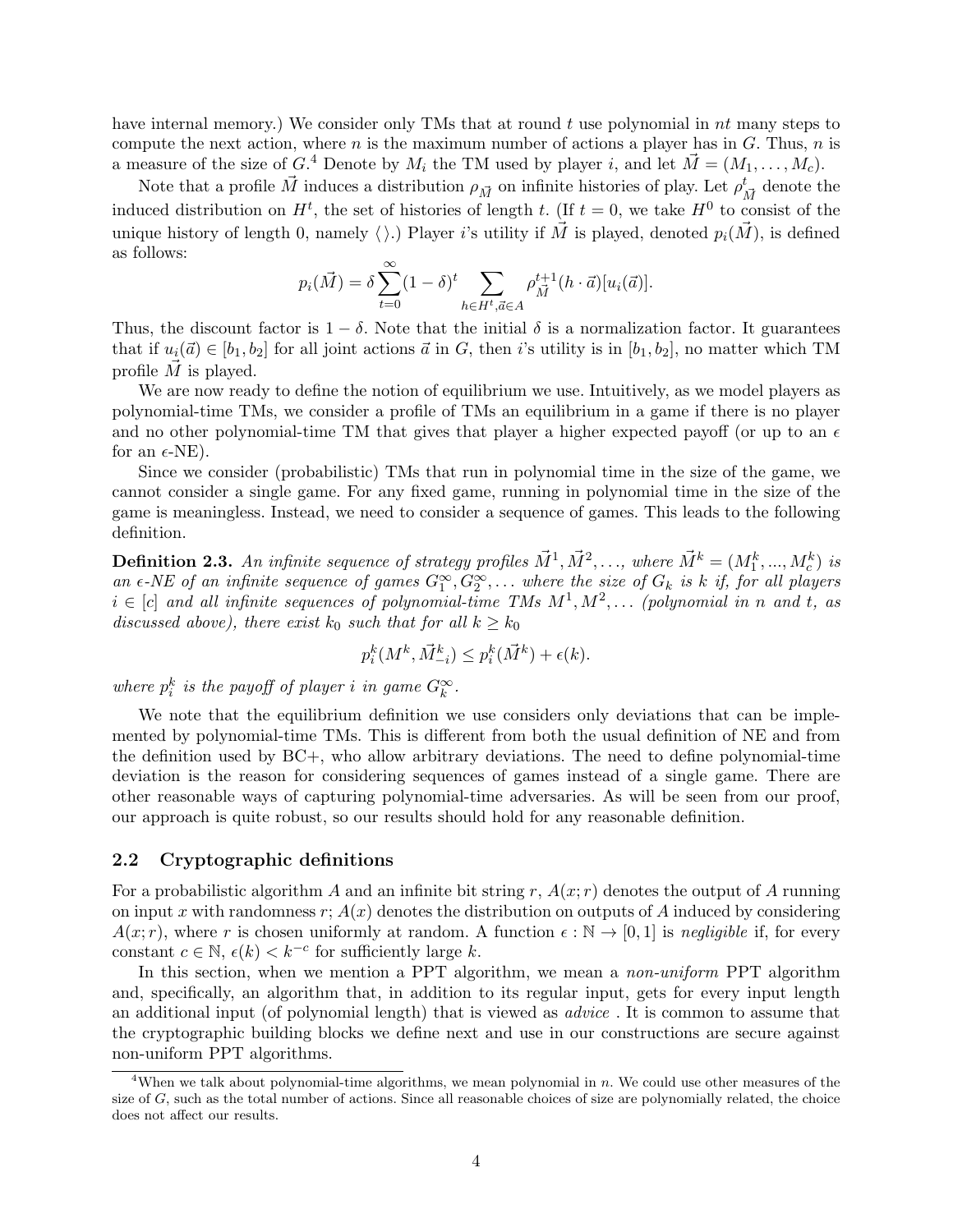have internal memory.) We consider only TMs that at round $t$ use polynomial in $nt$ many steps to compute the next action, where $n$ is the maximum number of actions a player has in $G$. Thus, $n$ is a measure of the size of $G$.[4] Denote by $M_i$ the TM used by player $i$, and let $\vec{M} = (M_1, \ldots, M_c)$.

Note that a profile $\vec{M}$ induces a distribution $\rho_{\vec{M}}$ on infinite histories of play. Let $\rho^t_{\vec{M}}$ denote the induced distribution on $H^t$, the set of histories of length $t$. (If $t = 0$, we take $H^0$ to consist of the unique history of length 0, namely $\langle\rangle$.) Player $i$'s utility if $\vec{M}$ is played, denoted $p_i(\vec{M})$, is defined as follows:

$$p_i(\vec{M}) = \delta \sum_{t=0}^{\infty} (1-\delta)^t \sum_{h \in H^t, \vec{a} \in A} \rho^{t+1}_{\vec{M}}(h \cdot \vec{a})[u_i(\vec{a})].$$

Thus, the discount factor is $1 - \delta$. Note that the initial $\delta$ is a normalization factor. It guarantees that if $u_i(\vec{a}) \in [b_1, b_2]$ for all joint actions $\vec{a}$ in $G$, then $i$'s utility is in $[b_1, b_2]$, no matter which TM profile $\vec{M}$ is played.

We are now ready to define the notion of equilibrium we use. Intuitively, as we model players as polynomial-time TMs, we consider a profile of TMs an equilibrium in a game if there is no player and no other polynomial-time TM that gives that player a higher expected payoff (or up to an $\epsilon$ for an $\epsilon$-NE).

Since we consider (probabilistic) TMs that run in polynomial time in the size of the game, we cannot consider a single game. For any fixed game, running in polynomial time in the size of the game is meaningless. Instead, we need to consider a sequence of games. This leads to the following definition.

**Definition 2.3.** *An infinite sequence of strategy profiles $\vec{M}^1, \vec{M}^2, \ldots$, where $\vec{M}^k = (M^k_1, ..., M^k_c)$ is an $\epsilon$-NE of an infinite sequence of games $G^\infty_1, G^\infty_2, \ldots$ where the size of $G_k$ is $k$ if, for all players $i \in [c]$ and all infinite sequences of polynomial-time TMs $M^1, M^2, \ldots$ (polynomial in $n$ and $t$, as discussed above), there exist $k_0$ such that for all $k \geq k_0$*

$$p^k_i(M^k, \vec{M}^k_{-i}) \leq p^k_i(\vec{M}^k) + \epsilon(k).$$

*where $p^k_i$ is the payoff of player $i$ in game $G^\infty_k$.*

We note that the equilibrium definition we use considers only deviations that can be implemented by polynomial-time TMs. This is different from both the usual definition of NE and from the definition used by BC+, who allow arbitrary deviations. The need to define polynomial-time deviation is the reason for considering sequences of games instead of a single game. There are other reasonable ways of capturing polynomial-time adversaries. As will be seen from our proof, our approach is quite robust, so our results should hold for any reasonable definition.

## 2.2 Cryptographic definitions

For a probabilistic algorithm $A$ and an infinite bit string $r$, $A(x; r)$ denotes the output of $A$ running on input $x$ with randomness $r$; $A(x)$ denotes the distribution on outputs of $A$ induced by considering $A(x; r)$, where $r$ is chosen uniformly at random. A function $\epsilon : \mathbb{N} \to [0, 1]$ is *negligible* if, for every constant $c \in \mathbb{N}$, $\epsilon(k) < k^{-c}$ for sufficiently large $k$.

In this section, when we mention a PPT algorithm, we mean a *non-uniform* PPT algorithm and, specifically, an algorithm that, in addition to its regular input, gets for every input length an additional input (of polynomial length) that is viewed as *advice* . It is common to assume that the cryptographic building blocks we define next and use in our constructions are secure against non-uniform PPT algorithms.

[4] When we talk about polynomial-time algorithms, we mean polynomial in $n$. We could use other measures of the size of $G$, such as the total number of actions. Since all reasonable choices of size are polynomially related, the choice does not affect our results.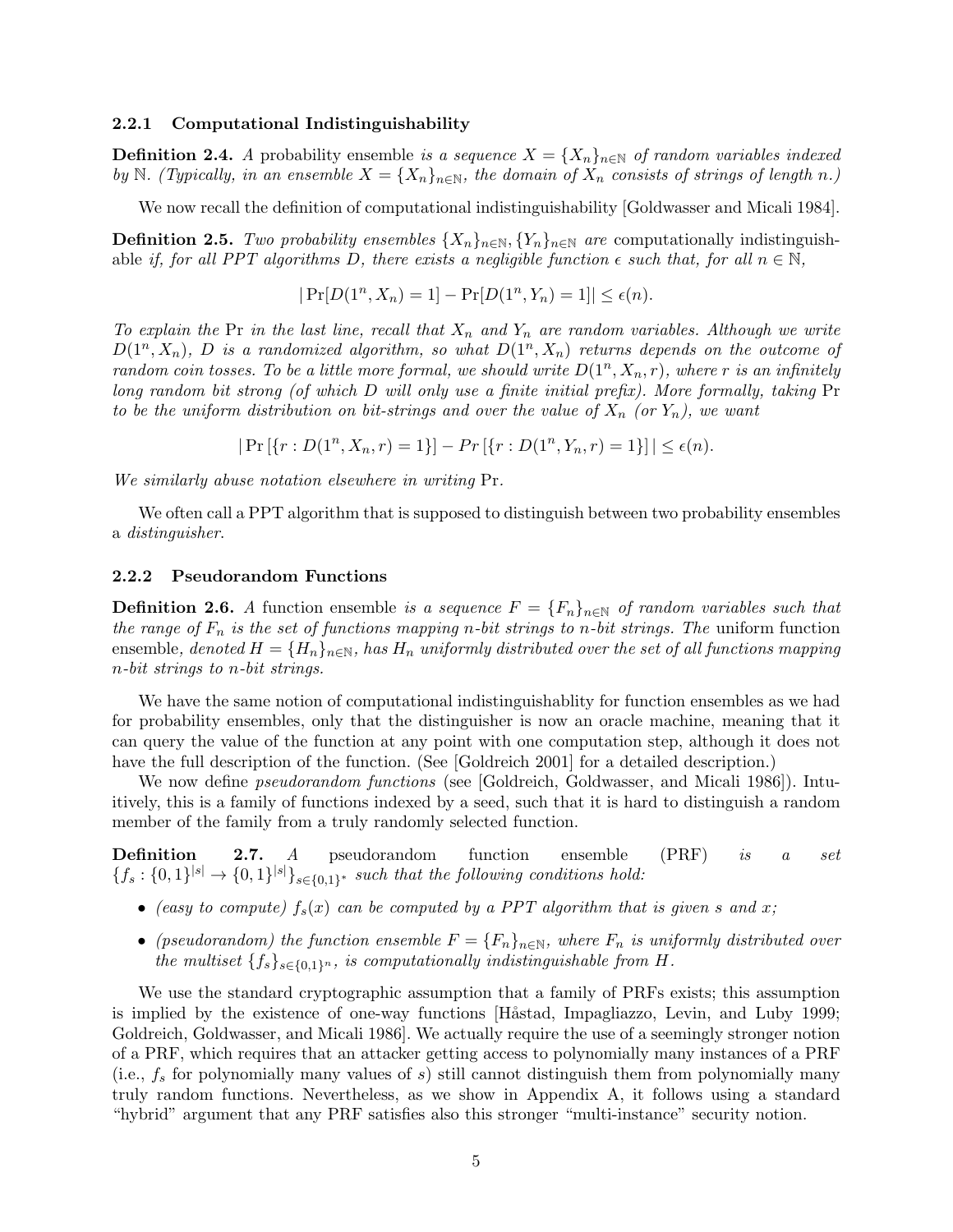### 2.2.1 Computational Indistinguishability

**Definition 2.4.** *A* probability ensemble *is a sequence $X = \{X_n\}_{n\in\mathbb{N}}$ of random variables indexed by $\mathbb{N}$. (Typically, in an ensemble $X = \{X_n\}_{n\in\mathbb{N}}$, the domain of $X_n$ consists of strings of length $n$.)*

We now recall the definition of computational indistinguishability [Goldwasser and Micali 1984].

**Definition 2.5.** *Two probability ensembles $\{X_n\}_{n\in\mathbb{N}}, \{Y_n\}_{n\in\mathbb{N}}$ are* computationally indistinguishable *if, for all PPT algorithms $D$, there exists a negligible function $\epsilon$ such that, for all $n \in \mathbb{N}$,*

$$|\Pr[D(1^n, X_n) = 1] - \Pr[D(1^n, Y_n) = 1]| \leq \epsilon(n).$$

*To explain the* Pr *in the last line, recall that $X_n$ and $Y_n$ are random variables. Although we write $D(1^n, X_n)$, $D$ is a randomized algorithm, so that $D(1^n, X_n)$ returns depends on the outcome of random coin tosses. To be a little more formal, we should write $D(1^n, X_n, r)$, where $r$ is an infinitely long random bit strong (of which $D$ will only use a finite initial prefix). More formally, taking* Pr *to be the uniform distribution on bit-strings and over the value of $X_n$ (or $Y_n$), we want*

$$|\Pr[\{r : D(1^n, X_n, r) = 1\}] - Pr[\{r : D(1^n, Y_n, r) = 1\}]| \leq \epsilon(n).$$

*We similarly abuse notation elsewhere in writing* Pr.

We often call a PPT algorithm that is supposed to distinguish between two probability ensembles a *distinguisher*.

### 2.2.2 Pseudorandom Functions

**Definition 2.6.** *A* function ensemble *is a sequence $F = \{F_n\}_{n\in\mathbb{N}}$ of random variables such that the range of $F_n$ is the set of functions mapping $n$-bit strings to $n$-bit strings. The* uniform function ensemble*, denoted $H = \{H_n\}_{n\in\mathbb{N}}$, has $H_n$ uniformly distributed over the set of all functions mapping $n$-bit strings to $n$-bit strings.*

We have the same notion of computational indistinguishablity for function ensembles as we had for probability ensembles, only that the distinguisher is now an oracle machine, meaning that it can query the value of the function at any point with one computation step, although it does not have the full description of the function. (See [Goldreich 2001] for a detailed description.)

We now define *pseudorandom functions* (see [Goldreich, Goldwasser, and Micali 1986]). Intuitively, this is a family of functions indexed by a seed, such that it is hard to distinguish a random member of the family from a truly randomly selected function.

**Definition 2.7.** *A* pseudorandom function ensemble (PRF) *is a set $\{f_s : \{0,1\}^{|s|} \to \{0,1\}^{|s|}\}_{s\in\{0,1\}^*}$ such that the following conditions hold:*

- *(easy to compute) $f_s(x)$ can be computed by a PPT algorithm that is given $s$ and $x$;*
- *(pseudorandom) the function ensemble $F = \{F_n\}_{n\in\mathbb{N}}$, where $F_n$ is uniformly distributed over the multiset $\{f_s\}_{s\in\{0,1\}^n}$, is computationally indistinguishable from $H$.*

We use the standard cryptographic assumption that a family of PRFs exists; this assumption is implied by the existence of one-way functions [Håstad, Impagliazzo, Levin, and Luby 1999; Goldreich, Goldwasser, and Micali 1986]. We actually require the use of a seemingly stronger notion of a PRF, which requires that an attacker getting access to polynomially many instances of a PRF (i.e., $f_s$ for polynomially many values of $s$) still cannot distinguish them from polynomially many truly random functions. Nevertheless, as we show in Appendix A, it follows using a standard "hybrid" argument that any PRF satisfies also this stronger "multi-instance" security notion.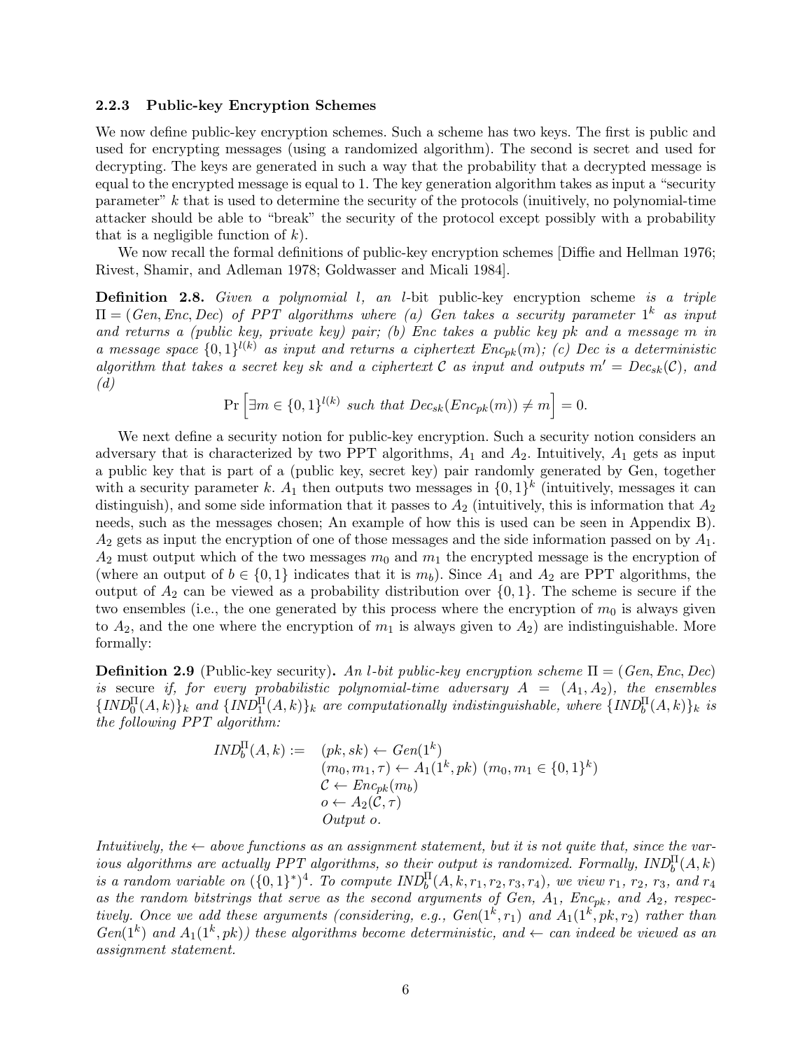### 2.2.3 Public-key Encryption Schemes

We now define public-key encryption schemes. Such a scheme has two keys. The first is public and used for encrypting messages (using a randomized algorithm). The second is secret and used for decrypting. The keys are generated in such a way that the probability that a decrypted message is equal to the encrypted message is equal to 1. The key generation algorithm takes as input a "security parameter" $k$ that is used to determine the security of the protocols (inuitively, no polynomial-time attacker should be able to "break" the security of the protocol except possibly with a probability that is a negligible function of $k$).

We now recall the formal definitions of public-key encryption schemes [Diffie and Hellman 1976; Rivest, Shamir, and Adleman 1978; Goldwasser and Micali 1984].

**Definition 2.8.** *Given a polynomial $l$, an $l$-bit public-key encryption scheme is a triple $\Pi = (Gen, Enc, Dec)$ of PPT algorithms where (a) Gen takes a security parameter $1^k$ as input and returns a (public key, private key) pair; (b) Enc takes a public key pk and a message $m$ in a message space $\{0,1\}^{l(k)}$ as input and returns a ciphertext $Enc_{pk}(m)$; (c) Dec is a deterministic algorithm that takes a secret key sk and a ciphertext $\mathcal{C}$ as input and outputs $m' = Dec_{sk}(\mathcal{C})$, and (d)*

$$\Pr\left[\exists m \in \{0,1\}^{l(k)} \text{ such that } Dec_{sk}(Enc_{pk}(m)) \neq m\right] = 0.$$

We next define a security notion for public-key encryption. Such a security notion considers an adversary that is characterized by two PPT algorithms, $A_1$ and $A_2$. Intuitively, $A_1$ gets as input a public key that is part of a (public key, secret key) pair randomly generated by Gen, together with a security parameter $k$. $A_1$ then outputs two messages in $\{0,1\}^k$ (intuitively, messages it can distinguish), and some side information that it passes to $A_2$ (intuitively, this is information that $A_2$ needs, such as the messages chosen; An example of how this is used can be seen in Appendix B). $A_2$ gets as input the encryption of one of those messages and the side information passed on by $A_1$. $A_2$ must output which of the two messages $m_0$ and $m_1$ the encrypted message is the encryption of (where an output of $b \in \{0,1\}$ indicates that it is $m_b$). Since $A_1$ and $A_2$ are PPT algorithms, the output of $A_2$ can be viewed as a probability distribution over $\{0,1\}$. The scheme is secure if the two ensembles (i.e., the one generated by this process where the encryption of $m_0$ is always given to $A_2$, and the one where the encryption of $m_1$ is always given to $A_2$) are indistinguishable. More formally:

**Definition 2.9** (Public-key security)**.** *An $l$-bit public-key encryption scheme $\Pi = (Gen, Enc, Dec)$ is* secure *if, for every probabilistic polynomial-time adversary $A = (A_1, A_2)$, the ensembles $\{IND_0^\Pi(A,k)\}_k$ and $\{IND_1^\Pi(A,k)\}_k$ are computationally indistinguishable, where $\{IND_b^\Pi(A,k)\}_k$ is the following PPT algorithm:*

$$\begin{aligned}
IND_b^\Pi(A,k) := \quad & (pk, sk) \leftarrow Gen(1^k) \\
& (m_0, m_1, \tau) \leftarrow A_1(1^k, pk) \ (m_0, m_1 \in \{0,1\}^k) \\
& \mathcal{C} \leftarrow Enc_{pk}(m_b) \\
& o \leftarrow A_2(\mathcal{C}, \tau) \\
& \textit{Output } o.
\end{aligned}$$

*Intuitively, the $\leftarrow$ above functions as an assignment statement, but it is not quite that, since the various algorithms are actually PPT algorithms, so their output is randomized. Formally, $IND_b^\Pi(A,k)$ is a random variable on $(\{0,1\}^*)^4$. To compute $IND_b^\Pi(A,k,r_1,r_2,r_3,r_4)$, we view $r_1$, $r_2$, $r_3$, and $r_4$ as the random bitstrings that serve as the second arguments of Gen, $A_1$, $Enc_{pk}$, and $A_2$, respectively. Once we add these arguments (considering, e.g., $Gen(1^k, r_1)$ and $A_1(1^k, pk, r_2)$ rather than $Gen(1^k)$ and $A_1(1^k, pk)$) these algorithms become deterministic, and $\leftarrow$ can indeed be viewed as an assignment statement.*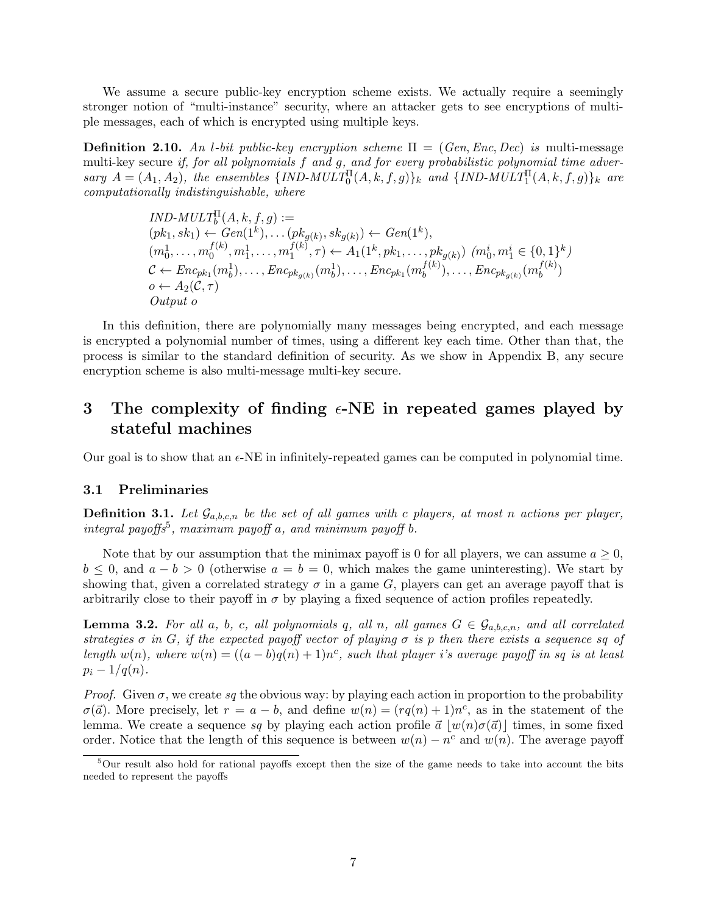We assume a secure public-key encryption scheme exists. We actually require a seemingly stronger notion of "multi-instance" security, where an attacker gets to see encryptions of multiple messages, each of which is encrypted using multiple keys.

**Definition 2.10.** *An $l$-bit public-key encryption scheme $\Pi = (Gen, Enc, Dec)$ is* multi-message multi-key secure *if, for all polynomials $f$ and $g$, and for every probabilistic polynomial time adversary $A = (A_1, A_2)$, the ensembles $\{IND\text{-}MULT_0^{\Pi}(A, k, f, g)\}_k$ and $\{IND\text{-}MULT_1^{\Pi}(A, k, f, g)\}_k$ are computationally indistinguishable, where*

$$
\begin{aligned}
&IND\text{-}MULT_b^{\Pi}(A, k, f, g) := \\
&(pk_1, sk_1) \leftarrow Gen(1^k), \ldots (pk_{g(k)}, sk_{g(k)}) \leftarrow Gen(1^k), \\
&(m_0^1, \ldots, m_0^{f(k)}, m_1^1, \ldots, m_1^{f(k)}, \tau) \leftarrow A_1(1^k, pk_1, \ldots, pk_{g(k)}) \ (m_0^i, m_1^i \in \{0,1\}^k) \\
&\mathcal{C} \leftarrow Enc_{pk_1}(m_b^1), \ldots, Enc_{pk_{g(k)}}(m_b^1), \ldots, Enc_{pk_1}(m_b^{f(k)}), \ldots, Enc_{pk_{g(k)}}(m_b^{f(k)}) \\
&o \leftarrow A_2(\mathcal{C}, \tau) \\
&\text{Output } o
\end{aligned}
$$

In this definition, there are polynomially many messages being encrypted, and each message is encrypted a polynomial number of times, using a different key each time. Other than that, the process is similar to the standard definition of security. As we show in Appendix B, any secure encryption scheme is also multi-message multi-key secure.

# 3 The complexity of finding $\epsilon$-NE in repeated games played by stateful machines

Our goal is to show that an $\epsilon$-NE in infinitely-repeated games can be computed in polynomial time.

## 3.1 Preliminaries

**Definition 3.1.** *Let $\mathcal{G}_{a,b,c,n}$ be the set of all games with $c$ players, at most $n$ actions per player, integral payoffs*[5]*, maximum payoff $a$, and minimum payoff $b$.*

Note that by our assumption that the minimax payoff is 0 for all players, we can assume $a \geq 0$, $b \leq 0$, and $a - b > 0$ (otherwise $a = b = 0$, which makes the game uninteresting). We start by showing that, given a correlated strategy $\sigma$ in a game $G$, players can get an average payoff that is arbitrarily close to their payoff in $\sigma$ by playing a fixed sequence of action profiles repeatedly.

**Lemma 3.2.** *For all $a$, $b$, $c$, all polynomials $q$, all $n$, all games $G \in \mathcal{G}_{a,b,c,n}$, and all correlated strategies $\sigma$ in $G$, if the expected payoff vector of playing $\sigma$ is $p$ then there exists a sequence $sq$ of length $w(n)$, where $w(n) = ((a-b)q(n)+1)n^c$, such that player $i$'s average payoff in $sq$ is at least $p_i - 1/q(n)$.*

*Proof.* Given $\sigma$, we create $sq$ the obvious way: by playing each action in proportion to the probability $\sigma(\vec{a})$. More precisely, let $r = a - b$, and define $w(n) = (rq(n)+1)n^c$, as in the statement of the lemma. We create a sequence $sq$ by playing each action profile $\vec{a}$ $\lfloor w(n)\sigma(\vec{a})\rfloor$ times, in some fixed order. Notice that the length of this sequence is between $w(n) - n^c$ and $w(n)$. The average payoff

[5] Our result also hold for rational payoffs except then the size of the game needs to take into account the bits needed to represent the payoffs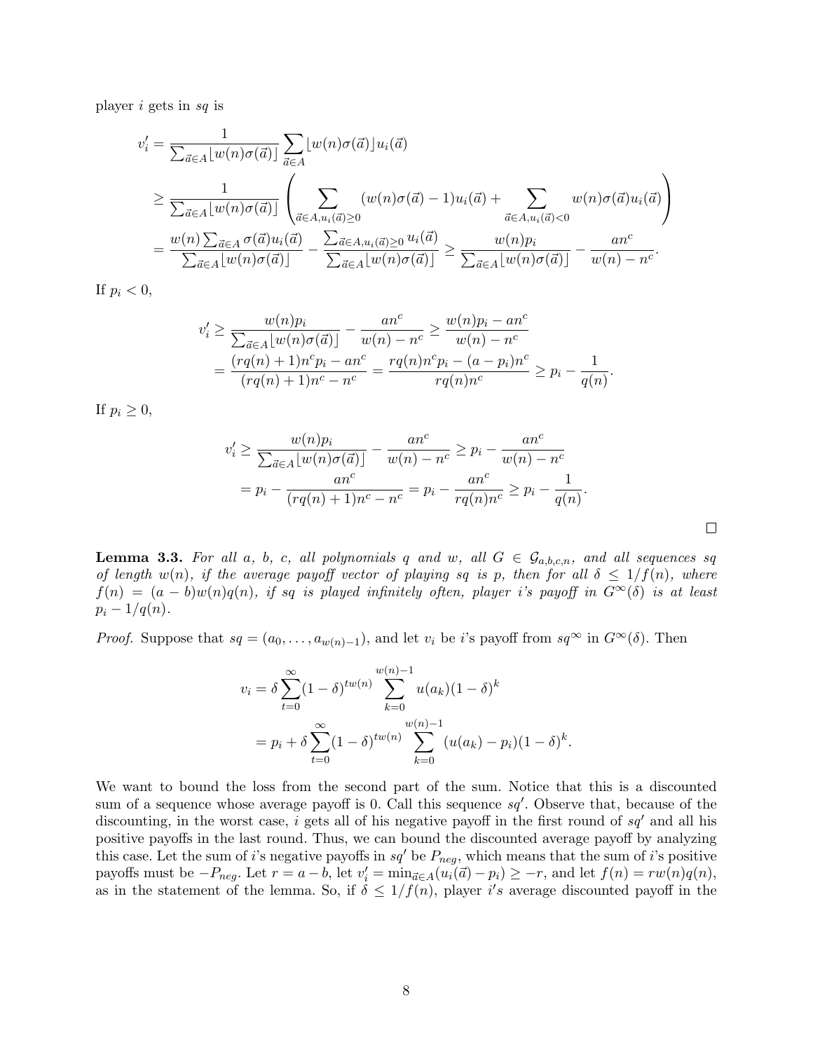player $i$ gets in $sq$ is

$$
\begin{aligned}
v'_i &= \frac{1}{\sum_{\vec{a}\in A}\lfloor w(n)\sigma(\vec{a})\rfloor} \sum_{\vec{a}\in A} \lfloor w(n)\sigma(\vec{a})\rfloor u_i(\vec{a}) \\
&\geq \frac{1}{\sum_{\vec{a}\in A}\lfloor w(n)\sigma(\vec{a})\rfloor} \left( \sum_{\vec{a}\in A, u_i(\vec{a})\geq 0} (w(n)\sigma(\vec{a})-1)u_i(\vec{a}) + \sum_{\vec{a}\in A, u_i(\vec{a})<0} w(n)\sigma(\vec{a})u_i(\vec{a}) \right) \\
&= \frac{w(n)\sum_{\vec{a}\in A}\sigma(\vec{a})u_i(\vec{a})}{\sum_{\vec{a}\in A}\lfloor w(n)\sigma(\vec{a})\rfloor} - \frac{\sum_{\vec{a}\in A, u_i(\vec{a})\geq 0} u_i(\vec{a})}{\sum_{\vec{a}\in A}\lfloor w(n)\sigma(\vec{a})\rfloor} \geq \frac{w(n)p_i}{\sum_{\vec{a}\in A}\lfloor w(n)\sigma(\vec{a})\rfloor} - \frac{an^c}{w(n)-n^c}.
\end{aligned}
$$

If $p_i < 0$,

$$
\begin{aligned}
v'_i &\geq \frac{w(n)p_i}{\sum_{\vec{a}\in A}\lfloor w(n)\sigma(\vec{a})\rfloor} - \frac{an^c}{w(n)-n^c} \geq \frac{w(n)p_i - an^c}{w(n)-n^c} \\
&= \frac{(rq(n)+1)n^c p_i - an^c}{(rq(n)+1)n^c - n^c} = \frac{rq(n)n^c p_i - (a-p_i)n^c}{rq(n)n^c} \geq p_i - \frac{1}{q(n)}.
\end{aligned}
$$

If $p_i \geq 0$,

$$
\begin{aligned}
v'_i &\geq \frac{w(n)p_i}{\sum_{\vec{a}\in A}\lfloor w(n)\sigma(\vec{a})\rfloor} - \frac{an^c}{w(n)-n^c} \geq p_i - \frac{an^c}{w(n)-n^c} \\
&= p_i - \frac{an^c}{(rq(n)+1)n^c - n^c} = p_i - \frac{an^c}{rq(n)n^c} \geq p_i - \frac{1}{q(n)}.
\end{aligned}
$$

□

**Lemma 3.3.** *For all $a$, $b$, $c$, all polynomials $q$ and $w$, all $G \in \mathcal{G}_{a,b,c,n}$, and all sequences $sq$ of length $w(n)$, if the average payoff vector of playing $sq$ is $p$, then for all $\delta \leq 1/f(n)$, where $f(n) = (a-b)w(n)q(n)$, if $sq$ is played infinitely often, player $i$'s payoff in $G^\infty(\delta)$ is at least $p_i - 1/q(n)$.*

*Proof.* Suppose that $sq = (a_0, \ldots, a_{w(n)-1})$, and let $v_i$ be $i$'s payoff from $sq^\infty$ in $G^\infty(\delta)$. Then

$$
\begin{aligned}
v_i &= \delta \sum_{t=0}^{\infty} (1-\delta)^{tw(n)} \sum_{k=0}^{w(n)-1} u(a_k)(1-\delta)^k \\
&= p_i + \delta \sum_{t=0}^{\infty} (1-\delta)^{tw(n)} \sum_{k=0}^{w(n)-1} (u(a_k) - p_i)(1-\delta)^k.
\end{aligned}
$$

We want to bound the loss from the second part of the sum. Notice that this is a discounted sum of a sequence whose average payoff is 0. Call this sequence $sq'$. Observe that, because of the discounting, in the worst case, $i$ gets all of his negative payoff in the first round of $sq'$ and all his positive payoffs in the last round. Thus, we can bound the discounted average payoff by analyzing this case. Let the sum of $i$'s negative payoffs in $sq'$ be $P_{neg}$, which means that the sum of $i$'s positive payoffs must be $-P_{neg}$. Let $r = a - b$, let $v'_i = \min_{\vec{a}\in A}(u_i(\vec{a}) - p_i) \geq -r$, and let $f(n) = rw(n)q(n)$, as in the statement of the lemma. So, if $\delta \leq 1/f(n)$, player $i's$ average discounted payoff in the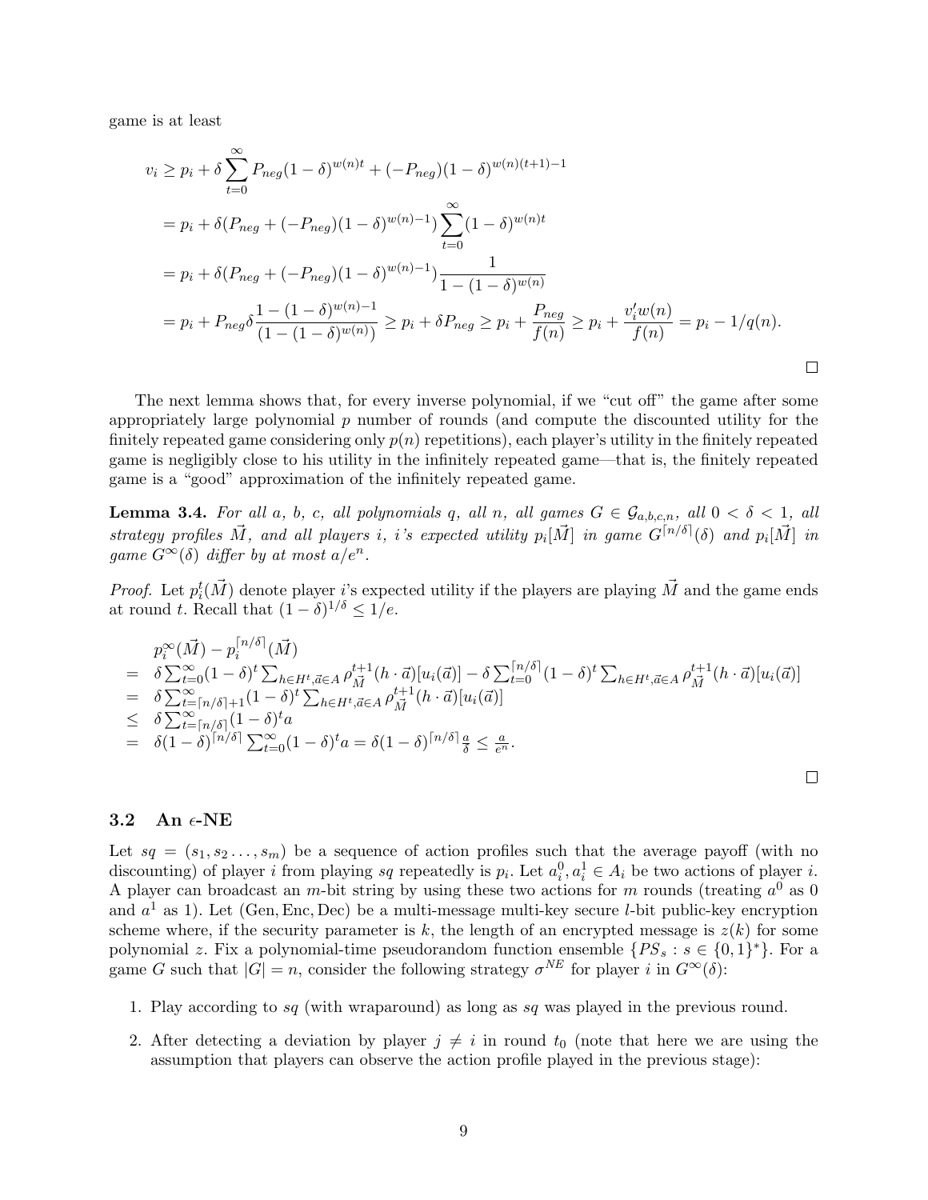game is at least

$$
\begin{aligned}
v_i &\geq p_i + \delta \sum_{t=0}^{\infty} P_{neg}(1-\delta)^{w(n)t} + (-P_{neg})(1-\delta)^{w(n)(t+1)-1} \\
&= p_i + \delta(P_{neg} + (-P_{neg})(1-\delta)^{w(n)-1}) \sum_{t=0}^{\infty} (1-\delta)^{w(n)t} \\
&= p_i + \delta(P_{neg} + (-P_{neg})(1-\delta)^{w(n)-1}) \frac{1}{1-(1-\delta)^{w(n)}} \\
&= p_i + P_{neg}\delta \frac{1-(1-\delta)^{w(n)-1}}{(1-(1-\delta)^{w(n)})} \geq p_i + \delta P_{neg} \geq p_i + \frac{P_{neg}}{f(n)} \geq p_i + \frac{v_i' w(n)}{f(n)} = p_i - 1/q(n).
\end{aligned}
$$

□

The next lemma shows that, for every inverse polynomial, if we "cut off" the game after some appropriately large polynomial $p$ number of rounds (and compute the discounted utility for the finitely repeated game considering only $p(n)$ repetitions), each player's utility in the finitely repeated game is negligibly close to his utility in the infinitely repeated game—that is, the finitely repeated game is a "good" approximation of the infinitely repeated game.

**Lemma 3.4.** *For all $a$, $b$, $c$, all polynomials $q$, all $n$, all games $G \in \mathcal{G}_{a,b,c,n}$, all $0 < \delta < 1$, all strategy profiles $\vec{M}$, and all players $i$, $i$'s expected utility $p_i[\vec{M}]$ in game $G^{\lceil n/\delta \rceil}(\delta)$ and $p_i[\vec{M}]$ in game $G^{\infty}(\delta)$ differ by at most $a/e^n$.*

*Proof.* Let $p_i^t(\vec{M})$ denote player $i$'s expected utility if the players are playing $\vec{M}$ and the game ends at round $t$. Recall that $(1-\delta)^{1/\delta} \leq 1/e$.

$$
\begin{aligned}
& p_i^{\infty}(\vec{M}) - p_i^{\lceil n/\delta \rceil}(\vec{M}) \\
= \;& \delta \sum_{t=0}^{\infty} (1-\delta)^t \sum_{h \in H^t, \vec{a} \in A} \rho_{\vec{M}}^{t+1}(h \cdot \vec{a})[u_i(\vec{a})] - \delta \sum_{t=0}^{\lceil n/\delta \rceil} (1-\delta)^t \sum_{h \in H^t, \vec{a} \in A} \rho_{\vec{M}}^{t+1}(h \cdot \vec{a})[u_i(\vec{a})] \\
= \;& \delta \sum_{t=\lceil n/\delta \rceil+1}^{\infty} (1-\delta)^t \sum_{h \in H^t, \vec{a} \in A} \rho_{\vec{M}}^{t+1}(h \cdot \vec{a})[u_i(\vec{a})] \\
\leq \;& \delta \sum_{t=\lceil n/\delta \rceil}^{\infty} (1-\delta)^t a \\
= \;& \delta (1-\delta)^{\lceil n/\delta \rceil} \sum_{t=0}^{\infty} (1-\delta)^t a = \delta(1-\delta)^{\lceil n/\delta \rceil} \frac{a}{\delta} \leq \frac{a}{e^n}.
\end{aligned}
$$

□

### 3.2 An $\epsilon$-NE

Let $sq = (s_1, s_2 \ldots, s_m)$ be a sequence of action profiles such that the average payoff (with no discounting) of player $i$ from playing $sq$ repeatedly is $p_i$. Let $a_i^0, a_i^1 \in A_i$ be two actions of player $i$. A player can broadcast an $m$-bit string by using these two actions for $m$ rounds (treating $a^0$ as 0 and $a^1$ as 1). Let (Gen, Enc, Dec) be a multi-message multi-key secure $l$-bit public-key encryption scheme where, if the security parameter is $k$, the length of an encrypted message is $z(k)$ for some polynomial $z$. Fix a polynomial-time pseudorandom function ensemble $\{PS_s : s \in \{0,1\}^*\}$. For a game $G$ such that $|G| = n$, consider the following strategy $\sigma^{NE}$ for player $i$ in $G^{\infty}(\delta)$:

1. Play according to $sq$ (with wraparound) as long as $sq$ was played in the previous round.
2. After detecting a deviation by player $j \neq i$ in round $t_0$ (note that here we are using the assumption that players can observe the action profile played in the previous stage):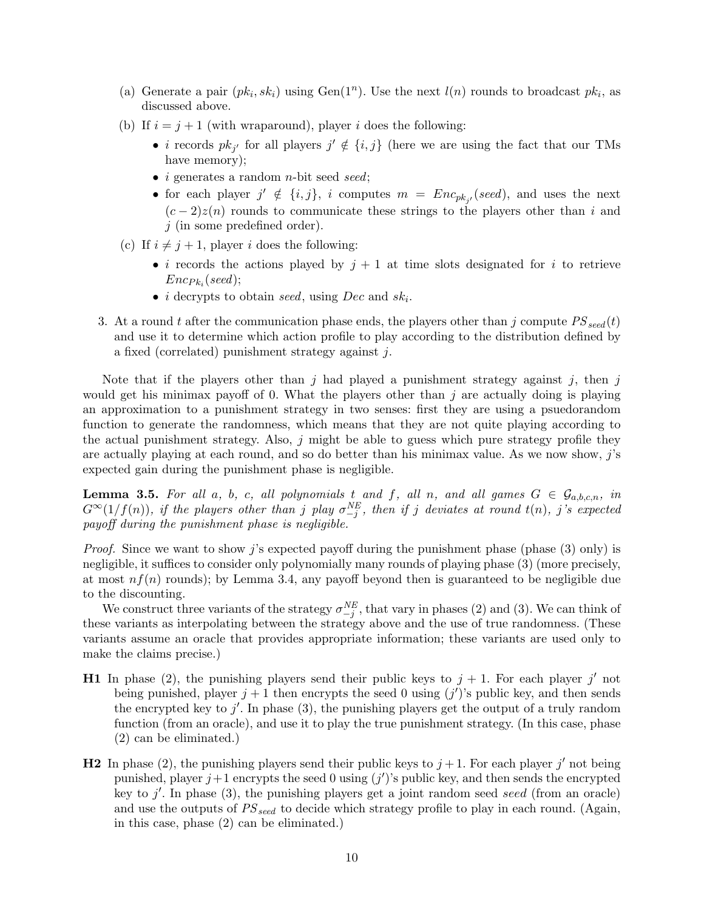(a) Generate a pair $(pk_i, sk_i)$ using $\text{Gen}(1^n)$. Use the next $l(n)$ rounds to broadcast $pk_i$, as discussed above.

(b) If $i = j+1$ (with wraparound), player $i$ does the following:

- $i$ records $pk_{j'}$ for all players $j' \notin \{i, j\}$ (here we are using the fact that our TMs have memory);
- $i$ generates a random $n$-bit seed *seed*;
- for each player $j' \notin \{i, j\}$, $i$ computes $m = Enc_{pk_{j'}}(seed)$, and uses the next $(c-2)z(n)$ rounds to communicate these strings to the players other than $i$ and $j$ (in some predefined order).

(c) If $i \neq j+1$, player $i$ does the following:

- $i$ records the actions played by $j+1$ at time slots designated for $i$ to retrieve $Enc_{Pk_i}(seed)$;
- $i$ decrypts to obtain *seed*, using $Dec$ and $sk_i$.

3. At a round $t$ after the communication phase ends, the players other than $j$ compute $PS_{seed}(t)$ and use it to determine which action profile to play according to the distribution defined by a fixed (correlated) punishment strategy against $j$.

Note that if the players other than $j$ had played a punishment strategy against $j$, then $j$ would get his minimax payoff of 0. What the players other than $j$ are actually doing is playing an approximation to a punishment strategy in two senses: first they are using a psuedorandom function to generate the randomness, which means that they are not quite playing according to the actual punishment strategy. Also, $j$ might be able to guess which pure strategy profile they are actually playing at each round, and so do better than his minimax value. As we now show, $j$'s expected gain during the punishment phase is negligible.

**Lemma 3.5.** *For all $a$, $b$, $c$, all polynomials $t$ and $f$, all $n$, and all games $G \in \mathcal{G}_{a,b,c,n}$, in $G^\infty(1/f(n))$, if the players other than $j$ play $\sigma^{NE}_{-j}$, then if $j$ deviates at round $t(n)$, $j$'s expected payoff during the punishment phase is negligible.*

*Proof.* Since we want to show $j$'s expected payoff during the punishment phase (phase (3) only) is negligible, it suffices to consider only polynomially many rounds of playing phase (3) (more precisely, at most $nf(n)$ rounds); by Lemma 3.4, any payoff beyond then is guaranteed to be negligible due to the discounting.

We construct three variants of the strategy $\sigma^{NE}_{-j}$, that vary in phases (2) and (3). We can think of these variants as interpolating between the strategy above and the use of true randomness. (These variants assume an oracle that provides appropriate information; these variants are used only to make the claims precise.)

**H1** In phase (2), the punishing players send their public keys to $j+1$. For each player $j'$ not being punished, player $j+1$ then encrypts the seed 0 using $(j')$'s public key, and then sends the encrypted key to $j'$. In phase (3), the punishing players get the output of a truly random function (from an oracle), and use it to play the true punishment strategy. (In this case, phase (2) can be eliminated.)

**H2** In phase (2), the punishing players send their public keys to $j+1$. For each player $j'$ not being punished, player $j+1$ encrypts the seed 0 using $(j')$'s public key, and then sends the encrypted key to $j'$. In phase (3), the punishing players get a joint random seed *seed* (from an oracle) and use the outputs of $PS_{seed}$ to decide which strategy profile to play in each round. (Again, in this case, phase (2) can be eliminated.)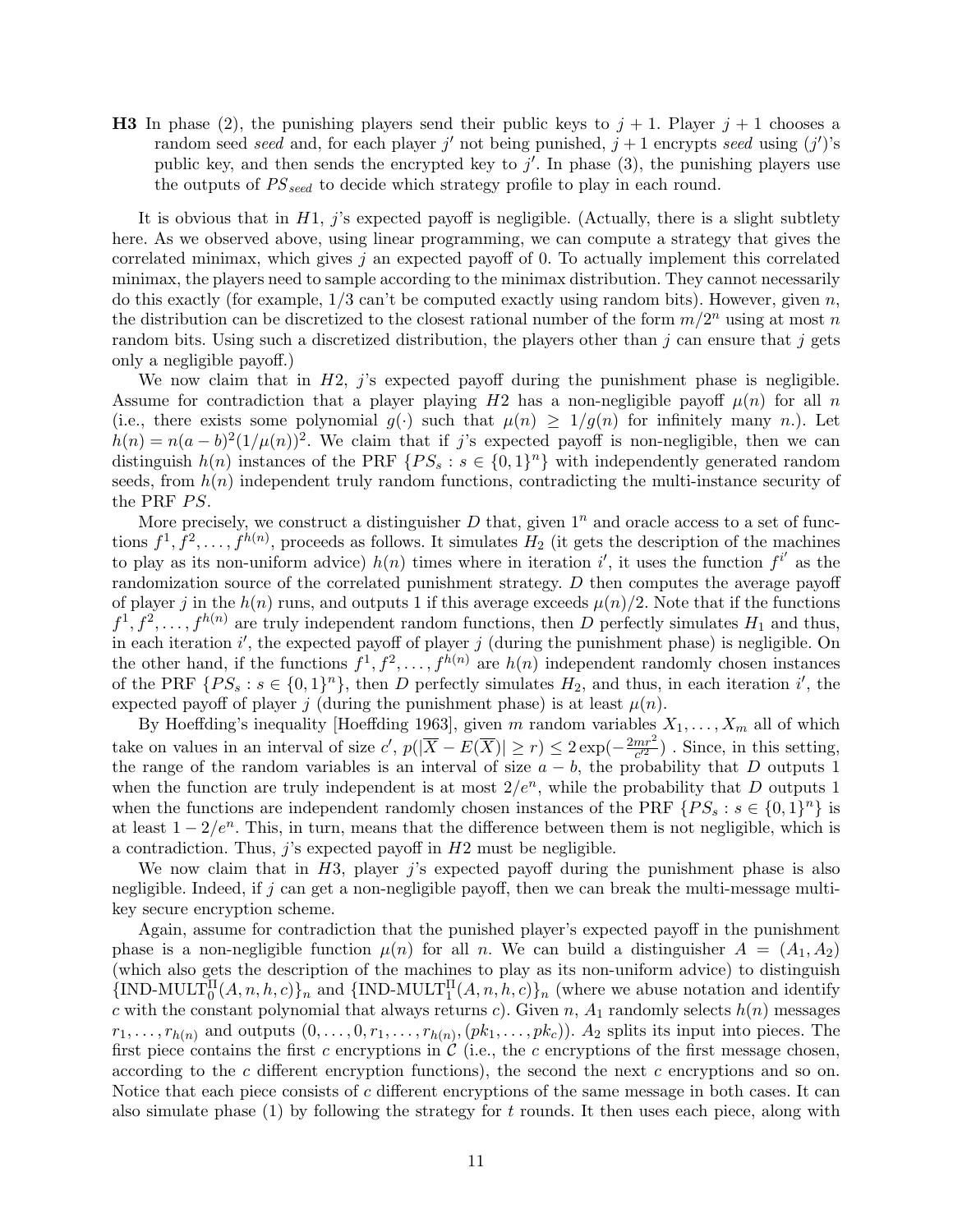**H3** In phase (2), the punishing players send their public keys to $j+1$. Player $j+1$ chooses a random seed *seed* and, for each player $j'$ not being punished, $j+1$ encrypts *seed* using $(j')$'s public key, and then sends the encrypted key to $j'$. In phase (3), the punishing players use the outputs of $PS_{seed}$ to decide which strategy profile to play in each round.

It is obvious that in $H1$, $j$'s expected payoff is negligible. (Actually, there is a slight subtlety here. As we observed above, using linear programming, we can compute a strategy that gives the correlated minimax, which gives $j$ an expected payoff of 0. To actually implement this correlated minimax, the players need to sample according to the minimax distribution. They cannot necessarily do this exactly (for example, $1/3$ can't be computed exactly using random bits). However, given $n$, the distribution can be discretized to the closest rational number of the form $m/2^n$ using at most $n$ random bits. Using such a discretized distribution, the players other than $j$ can ensure that $j$ gets only a negligible payoff.)

We now claim that in $H2$, $j$'s expected payoff during the punishment phase is negligible. Assume for contradiction that a player playing $H2$ has a non-negligible payoff $\mu(n)$ for all $n$ (i.e., there exists some polynomial $g(\cdot)$ such that $\mu(n) \geq 1/g(n)$ for infinitely many $n$.) Let $h(n) = n(a-b)^2(1/\mu(n))^2$. We claim that if $j$'s expected payoff is non-negligible, then we can distinguish $h(n)$ instances of the PRF $\{PS_s : s \in \{0,1\}^n\}$ with independently generated random seeds, from $h(n)$ independent truly random functions, contradicting the multi-instance security of the PRF $PS$.

More precisely, we construct a distinguisher $D$ that, given $1^n$ and oracle access to a set of functions $f^1, f^2, \ldots, f^{h(n)}$, proceeds as follows. It simulates $H_2$ (it gets the description of the machines to play as its non-uniform advice) $h(n)$ times where in iteration $i'$, it uses the function $f^{i'}$ as the randomization source of the correlated punishment strategy. $D$ then computes the average payoff of player $j$ in the $h(n)$ runs, and outputs 1 if this average exceeds $\mu(n)/2$. Note that if the functions $f^1, f^2, \ldots, f^{h(n)}$ are truly independent random functions, then $D$ perfectly simulates $H_1$ and thus, in each iteration $i'$, the expected payoff of player $j$ (during the punishment phase) is negligible. On the other hand, if the functions $f^1, f^2, \ldots, f^{h(n)}$ are $h(n)$ independent randomly chosen instances of the PRF $\{PS_s : s \in \{0,1\}^n\}$, then $D$ perfectly simulates $H_2$, and thus, in each iteration $i'$, the expected payoff of player $j$ (during the punishment phase) is at least $\mu(n)$.

By Hoeffding's inequality [Hoeffding 1963], given $m$ random variables $X_1, \ldots, X_m$ all of which take on values in an interval of size $c'$, $p(|\overline{X} - E(\overline{X})| \geq r) \leq 2\exp(-\frac{2mr^2}{c'^2})$ . Since, in this setting, the range of the random variables is an interval of size $a-b$, the probability that $D$ outputs 1 when the function are truly independent is at most $2/e^n$, while the probability that $D$ outputs 1 when the functions are independent randomly chosen instances of the PRF $\{PS_s : s \in \{0,1\}^n\}$ is at least $1 - 2/e^n$. This, in turn, means that the difference between them is not negligible, which is a contradiction. Thus, $j$'s expected payoff in $H2$ must be negligible.

We now claim that in $H3$, player $j$'s expected payoff during the punishment phase is also negligible. Indeed, if $j$ can get a non-negligible payoff, then we can break the multi-message multi-key secure encryption scheme.

Again, assume for contradiction that the punished player's expected payoff in the punishment phase is a non-negligible function $\mu(n)$ for all $n$. We can build a distinguisher $A = (A_1, A_2)$ (which also gets the description of the machines to play as its non-uniform advice) to distinguish $\{\text{IND-MULT}_0^\Pi(A, n, h, c)\}_n$ and $\{\text{IND-MULT}_1^\Pi(A, n, h, c)\}_n$ (where we abuse notation and identify $c$ with the constant polynomial that always returns $c$). Given $n$, $A_1$ randomly selects $h(n)$ messages $r_1, \ldots, r_{h(n)}$ and outputs $(0, \ldots, 0, r_1, \ldots, r_{h(n)}, (pk_1, \ldots, pk_c))$. $A_2$ splits its input into pieces. The first piece contains the first $c$ encryptions in $\mathcal{C}$ (i.e., the $c$ encryptions of the first message chosen, according to the $c$ different encryption functions), the second the next $c$ encryptions and so on. Notice that each piece consists of $c$ different encryptions of the same message in both cases. It can also simulate phase (1) by following the strategy for $t$ rounds. It then uses each piece, along with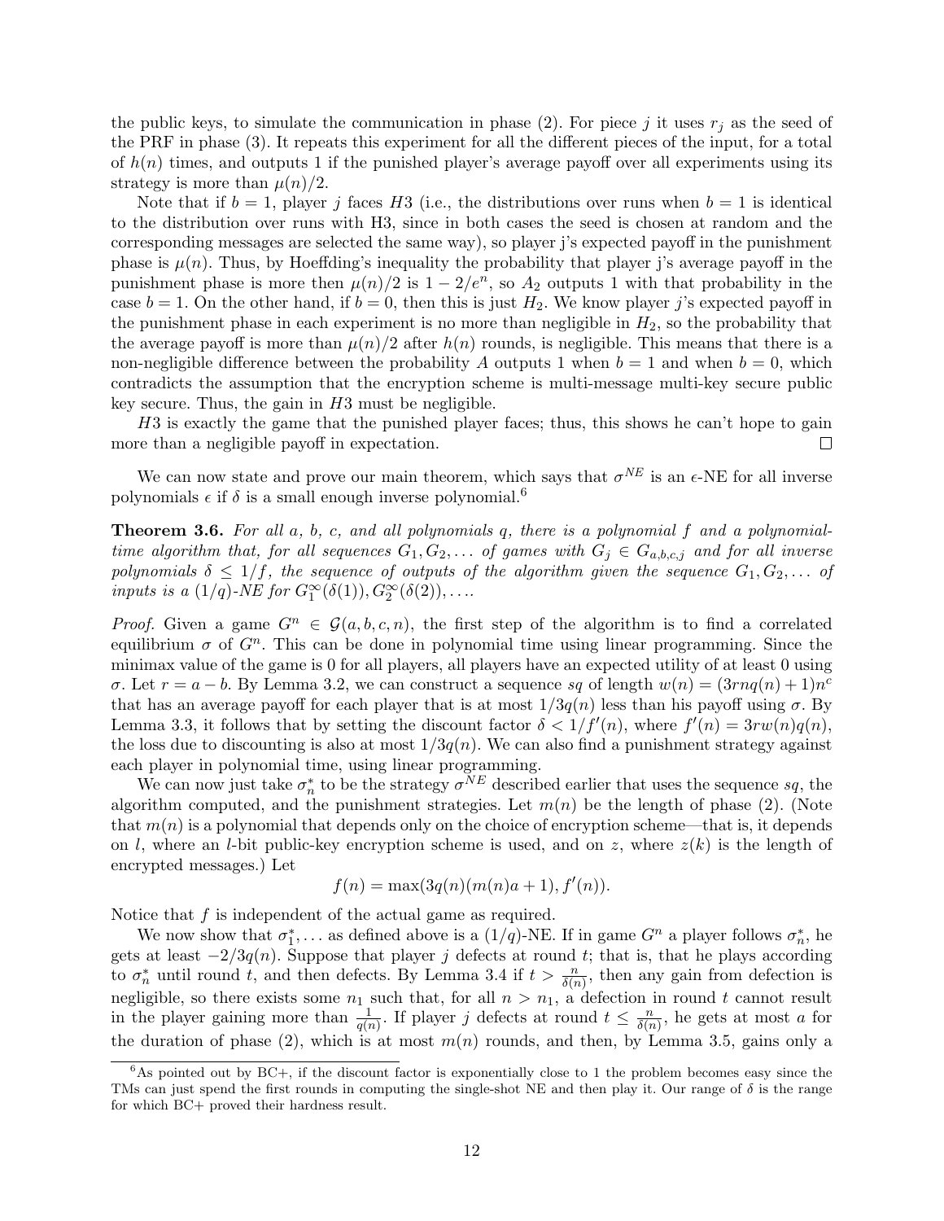the public keys, to simulate the communication in phase (2). For piece $j$ it uses $r_j$ as the seed of the PRF in phase (3). It repeats this experiment for all the different pieces of the input, for a total of $h(n)$ times, and outputs 1 if the punished player's average payoff over all experiments using its strategy is more than $\mu(n)/2$.

Note that if $b = 1$, player $j$ faces $H3$ (i.e., the distributions over runs when $b = 1$ is identical to the distribution over runs with H3, since in both cases the seed is chosen at random and the corresponding messages are selected the same way), so player j's expected payoff in the punishment phase is $\mu(n)$. Thus, by Hoeffding's inequality the probability that player j's average payoff in the punishment phase is more then $\mu(n)/2$ is $1 - 2/e^n$, so $A_2$ outputs 1 with that probability in the case $b = 1$. On the other hand, if $b = 0$, then this is just $H_2$. We know player $j$'s expected payoff in the punishment phase in each experiment is no more than negligible in $H_2$, so the probability that the average payoff is more than $\mu(n)/2$ after $h(n)$ rounds, is negligible. This means that there is a non-negligible difference between the probability $A$ outputs 1 when $b = 1$ and when $b = 0$, which contradicts the assumption that the encryption scheme is multi-message multi-key secure public key secure. Thus, the gain in $H3$ must be negligible.

$H3$ is exactly the game that the punished player faces; thus, this shows he can't hope to gain more than a negligible payoff in expectation. □

We can now state and prove our main theorem, which says that $\sigma^{NE}$ is an $\epsilon$-NE for all inverse polynomials $\epsilon$ if $\delta$ is a small enough inverse polynomial.[6]

**Theorem 3.6.** *For all $a$, $b$, $c$, and all polynomials $q$, there is a polynomial $f$ and a polynomial-time algorithm that, for all sequences $G_1, G_2, \ldots$ of games with $G_j \in G_{a,b,c,j}$ and for all inverse polynomials $\delta \leq 1/f$, the sequence of outputs of the algorithm given the sequence $G_1, G_2, \ldots$ of inputs is a $(1/q)$-NE for $G_1^\infty(\delta(1)), G_2^\infty(\delta(2)), \ldots$.*

*Proof.* Given a game $G^n \in \mathcal{G}(a, b, c, n)$, the first step of the algorithm is to find a correlated equilibrium $\sigma$ of $G^n$. This can be done in polynomial time using linear programming. Since the minimax value of the game is 0 for all players, all players have an expected utility of at least 0 using $\sigma$. Let $r = a - b$. By Lemma 3.2, we can construct a sequence $sq$ of length $w(n) = (3rnq(n) + 1)n^c$ that has an average payoff for each player that is at most $1/3q(n)$ less than his payoff using $\sigma$. By Lemma 3.3, it follows that by setting the discount factor $\delta < 1/f'(n)$, where $f'(n) = 3rw(n)q(n)$, the loss due to discounting is also at most $1/3q(n)$. We can also find a punishment strategy against each player in polynomial time, using linear programming.

We can now just take $\sigma_n^*$ to be the strategy $\sigma^{NE}$ described earlier that uses the sequence $sq$, the algorithm computed, and the punishment strategies. Let $m(n)$ be the length of phase (2). (Note that $m(n)$ is a polynomial that depends only on the choice of encryption scheme—that is, it depends on $l$, where an $l$-bit public-key encryption scheme is used, and on $z$, where $z(k)$ is the length of encrypted messages.) Let

$$f(n) = \max(3q(n)(m(n)a + 1), f'(n)).$$

Notice that $f$ is independent of the actual game as required.

We now show that $\sigma_1^*, \ldots$ as defined above is a $(1/q)$-NE. If in game $G^n$ a player follows $\sigma_n^*$, he gets at least $-2/3q(n)$. Suppose that player $j$ defects at round $t$; that is, that he plays according to $\sigma_n^*$ until round $t$, and then defects. By Lemma 3.4 if $t > \frac{n}{\delta(n)}$, then any gain from defection is negligible, so there exists some $n_1$ such that, for all $n > n_1$, a defection in round $t$ cannot result in the player gaining more than $\frac{1}{q(n)}$. If player $j$ defects at round $t \leq \frac{n}{\delta(n)}$, he gets at most $a$ for the duration of phase (2), which is at most $m(n)$ rounds, and then, by Lemma 3.5, gains only a

---

[6] As pointed out by BC+, if the discount factor is exponentially close to 1 the problem becomes easy since the TMs can just spend the first rounds in computing the single-shot NE and then play it. Our range of $\delta$ is the range for which BC+ proved their hardness result.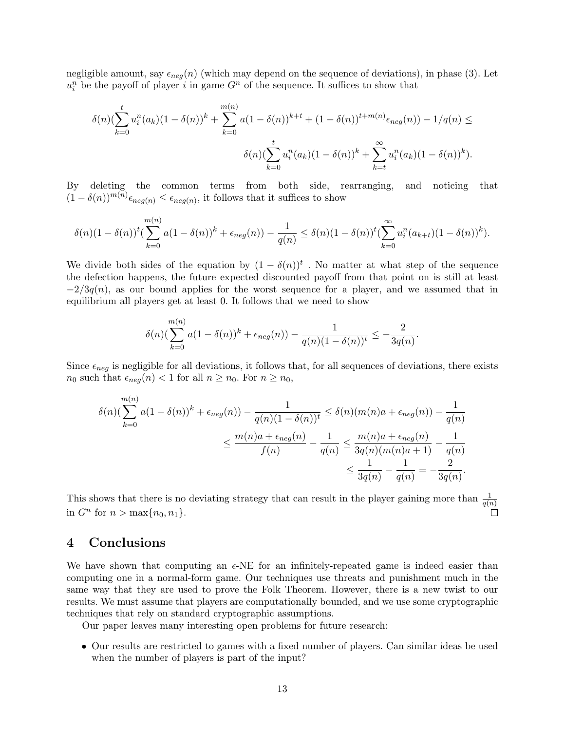negligible amount, say $\epsilon_{neg}(n)$ (which may depend on the sequence of deviations), in phase (3). Let $u_i^n$ be the payoff of player $i$ in game $G^n$ of the sequence. It suffices to show that

$$\delta(n)(\sum_{k=0}^{t} u_i^n(a_k)(1-\delta(n))^k + \sum_{k=0}^{m(n)} a(1-\delta(n))^{k+t} + (1-\delta(n))^{t+m(n)}\epsilon_{neg}(n)) - 1/q(n) \leq$$

$$\delta(n)(\sum_{k=0}^{t} u_i^n(a_k)(1-\delta(n))^k + \sum_{k=t}^{\infty} u_i^n(a_k)(1-\delta(n))^k).$$

By deleting the common terms from both side, rearranging, and noticing that $(1-\delta(n))^{m(n)}\epsilon_{neg(n)} \leq \epsilon_{neg(n)}$, it follows that it suffices to show

$$\delta(n)(1-\delta(n))^t(\sum_{k=0}^{m(n)} a(1-\delta(n))^k + \epsilon_{neg}(n)) - \frac{1}{q(n)} \leq \delta(n)(1-\delta(n))^t(\sum_{k=0}^{\infty} u_i^n(a_{k+t})(1-\delta(n))^k).$$

We divide both sides of the equation by $(1-\delta(n))^t$ . No matter at what step of the sequence the defection happens, the future expected discounted payoff from that point on is still at least $-2/3q(n)$, as our bound applies for the worst sequence for a player, and we assumed that in equilibrium all players get at least 0. It follows that we need to show

$$\delta(n)(\sum_{k=0}^{m(n)} a(1-\delta(n))^k + \epsilon_{neg}(n)) - \frac{1}{q(n)(1-\delta(n))^t} \leq -\frac{2}{3q(n)}.$$

Since $\epsilon_{neg}$ is negligible for all deviations, it follows that, for all sequences of deviations, there exists $n_0$ such that $\epsilon_{neg}(n) < 1$ for all $n \geq n_0$. For $n \geq n_0$,

$$\begin{aligned}
\delta(n)(\sum_{k=0}^{m(n)} a(1-\delta(n))^k + \epsilon_{neg}(n)) - \frac{1}{q(n)(1-\delta(n))^t} &\leq \delta(n)(m(n)a + \epsilon_{neg}(n)) - \frac{1}{q(n)} \\
&\leq \frac{m(n)a + \epsilon_{neg}(n)}{f(n)} - \frac{1}{q(n)} \leq \frac{m(n)a + \epsilon_{neg}(n)}{3q(n)(m(n)a+1)} - \frac{1}{q(n)} \\
&\leq \frac{1}{3q(n)} - \frac{1}{q(n)} = -\frac{2}{3q(n)}.
\end{aligned}$$

This shows that there is no deviating strategy that can result in the player gaining more than $\frac{1}{q(n)}$ in $G^n$ for $n > \max\{n_0, n_1\}$. □

## 4 Conclusions

We have shown that computing an $\epsilon$-NE for an infinitely-repeated game is indeed easier than computing one in a normal-form game. Our techniques use threats and punishment much in the same way that they are used to prove the Folk Theorem. However, there is a new twist to our results. We must assume that players are computationally bounded, and we use some cryptographic techniques that rely on standard cryptographic assumptions.

Our paper leaves many interesting open problems for future research:

- Our results are restricted to games with a fixed number of players. Can similar ideas be used when the number of players is part of the input?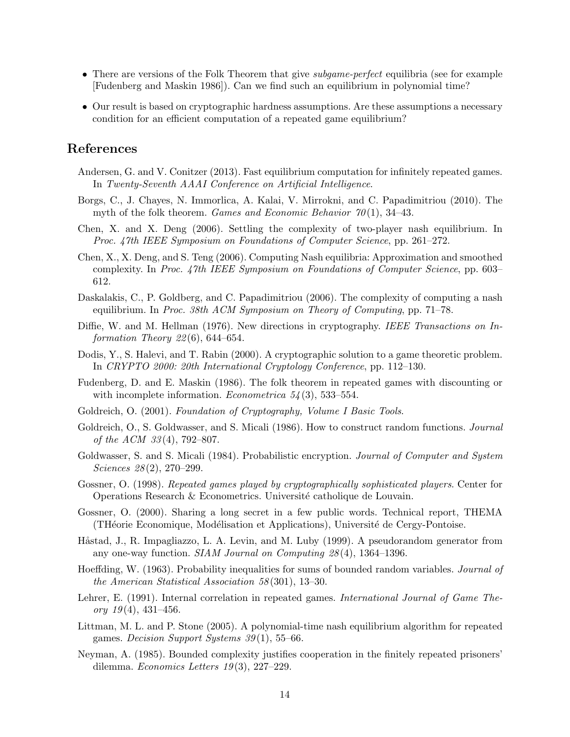- There are versions of the Folk Theorem that give *subgame-perfect* equilibria (see for example [Fudenberg and Maskin 1986]). Can we find such an equilibrium in polynomial time?
- Our result is based on cryptographic hardness assumptions. Are these assumptions a necessary condition for an efficient computation of a repeated game equilibrium?

## References

Andersen, G. and V. Conitzer (2013). Fast equilibrium computation for infinitely repeated games. In *Twenty-Seventh AAAI Conference on Artificial Intelligence*.

Borgs, C., J. Chayes, N. Immorlica, A. Kalai, V. Mirrokni, and C. Papadimitriou (2010). The myth of the folk theorem. *Games and Economic Behavior 70*(1), 34–43.

Chen, X. and X. Deng (2006). Settling the complexity of two-player nash equilibrium. In *Proc. 47th IEEE Symposium on Foundations of Computer Science*, pp. 261–272.

Chen, X., X. Deng, and S. Teng (2006). Computing Nash equilibria: Approximation and smoothed complexity. In *Proc. 47th IEEE Symposium on Foundations of Computer Science*, pp. 603–612.

Daskalakis, C., P. Goldberg, and C. Papadimitriou (2006). The complexity of computing a nash equilibrium. In *Proc. 38th ACM Symposium on Theory of Computing*, pp. 71–78.

Diffie, W. and M. Hellman (1976). New directions in cryptography. *IEEE Transactions on Information Theory 22*(6), 644–654.

Dodis, Y., S. Halevi, and T. Rabin (2000). A cryptographic solution to a game theoretic problem. In *CRYPTO 2000: 20th International Cryptology Conference*, pp. 112–130.

Fudenberg, D. and E. Maskin (1986). The folk theorem in repeated games with discounting or with incomplete information. *Econometrica 54*(3), 533–554.

Goldreich, O. (2001). *Foundation of Cryptography, Volume I Basic Tools*.

Goldreich, O., S. Goldwasser, and S. Micali (1986). How to construct random functions. *Journal of the ACM 33*(4), 792–807.

Goldwasser, S. and S. Micali (1984). Probabilistic encryption. *Journal of Computer and System Sciences 28*(2), 270–299.

Gossner, O. (1998). *Repeated games played by cryptographically sophisticated players*. Center for Operations Research & Econometrics. Université catholique de Louvain.

Gossner, O. (2000). Sharing a long secret in a few public words. Technical report, THEMA (THéorie Economique, Modélisation et Applications), Université de Cergy-Pontoise.

Håstad, J., R. Impagliazzo, L. A. Levin, and M. Luby (1999). A pseudorandom generator from any one-way function. *SIAM Journal on Computing 28*(4), 1364–1396.

Hoeffding, W. (1963). Probability inequalities for sums of bounded random variables. *Journal of the American Statistical Association 58*(301), 13–30.

Lehrer, E. (1991). Internal correlation in repeated games. *International Journal of Game Theory 19*(4), 431–456.

Littman, M. L. and P. Stone (2005). A polynomial-time nash equilibrium algorithm for repeated games. *Decision Support Systems 39*(1), 55–66.

Neyman, A. (1985). Bounded complexity justifies cooperation in the finitely repeated prisoners' dilemma. *Economics Letters 19*(3), 227–229.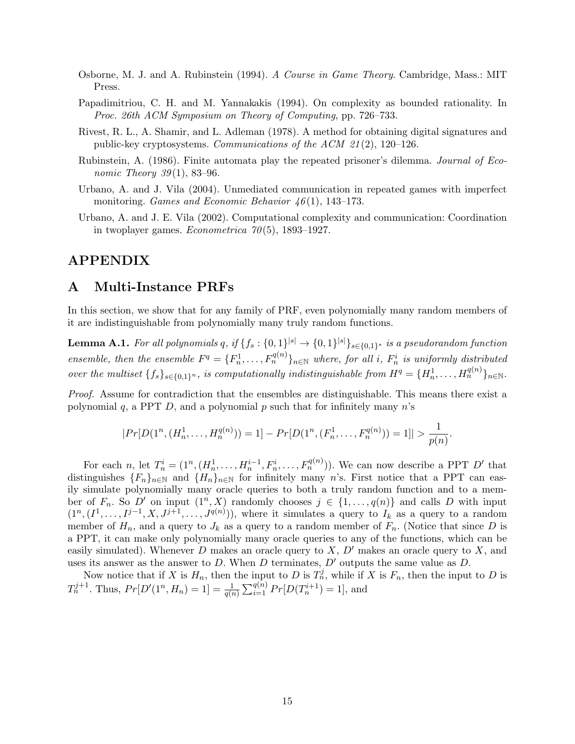Osborne, M. J. and A. Rubinstein (1994). *A Course in Game Theory*. Cambridge, Mass.: MIT Press.

Papadimitriou, C. H. and M. Yannakakis (1994). On complexity as bounded rationality. In *Proc. 26th ACM Symposium on Theory of Computing*, pp. 726–733.

Rivest, R. L., A. Shamir, and L. Adleman (1978). A method for obtaining digital signatures and public-key cryptosystems. *Communications of the ACM 21*(2), 120–126.

Rubinstein, A. (1986). Finite automata play the repeated prisoner's dilemma. *Journal of Economic Theory 39*(1), 83–96.

Urbano, A. and J. Vila (2004). Unmediated communication in repeated games with imperfect monitoring. *Games and Economic Behavior 46*(1), 143–173.

Urbano, A. and J. E. Vila (2002). Computational complexity and communication: Coordination in twoplayer games. *Econometrica 70*(5), 1893–1927.

# APPENDIX

# A Multi-Instance PRFs

In this section, we show that for any family of PRF, even polynomially many random members of it are indistinguishable from polynomially many truly random functions.

**Lemma A.1.** *For all polynomials $q$, if $\{f_s : \{0,1\}^{|s|} \to \{0,1\}^{|s|}\}_{s\in\{0,1\}^*}$ is a pseudorandom function ensemble, then the ensemble $F^q = \{F_n^1, \ldots, F_n^{q(n)}\}_{n\in\mathbb{N}}$ where, for all $i$, $F_n^i$ is uniformly distributed over the multiset $\{f_s\}_{s\in\{0,1\}^n}$, is computationally indistinguishable from $H^q = \{H_n^1, \ldots, H_n^{q(n)}\}_{n\in\mathbb{N}}$.*

*Proof.* Assume for contradiction that the ensembles are distinguishable. This means there exist a polynomial $q$, a PPT $D$, and a polynomial $p$ such that for infinitely many $n$'s

$$|Pr[D(1^n, (H_n^1, \ldots, H_n^{q(n)})) = 1] - Pr[D(1^n, (F_n^1, \ldots, F_n^{q(n)})) = 1]| > \frac{1}{p(n)}.$$

For each $n$, let $T_n^i = (1^n, (H_n^1, \ldots, H_n^{i-1}, F_n^i, \ldots, F_n^{q(n)}))$. We can now describe a PPT $D'$ that distinguishes $\{F_n\}_{n\in\mathbb{N}}$ and $\{H_n\}_{n\in\mathbb{N}}$ for infinitely many $n$'s. First notice that a PPT can easily simulate polynomially many oracle queries to both a truly random function and to a member of $F_n$. So $D'$ on input $(1^n, X)$ randomly chooses $j \in \{1, \ldots, q(n)\}$ and calls $D$ with input $(1^n, (I^1, \ldots, I^{j-1}, X, J^{j+1}, \ldots, J^{q(n)}))$, where it simulates a query to $I_k$ as a query to a random member of $H_n$, and a query to $J_k$ as a query to a random member of $F_n$. (Notice that since $D$ is a PPT, it can make only polynomially many oracle queries to any of the functions, which can be easily simulated). Whenever $D$ makes an oracle query to $X$, $D'$ makes an oracle query to $X$, and uses its answer as the answer to $D$. When $D$ terminates, $D'$ outputs the same value as $D$.

Now notice that if $X$ is $H_n$, then the input to $D$ is $T_n^j$, while if $X$ is $F_n$, then the input to $D$ is $T_n^{j+1}$. Thus, $Pr[D'(1^n, H_n) = 1] = \frac{1}{q(n)} \sum_{i=1}^{q(n)} Pr[D(T_n^{i+1}) = 1]$, and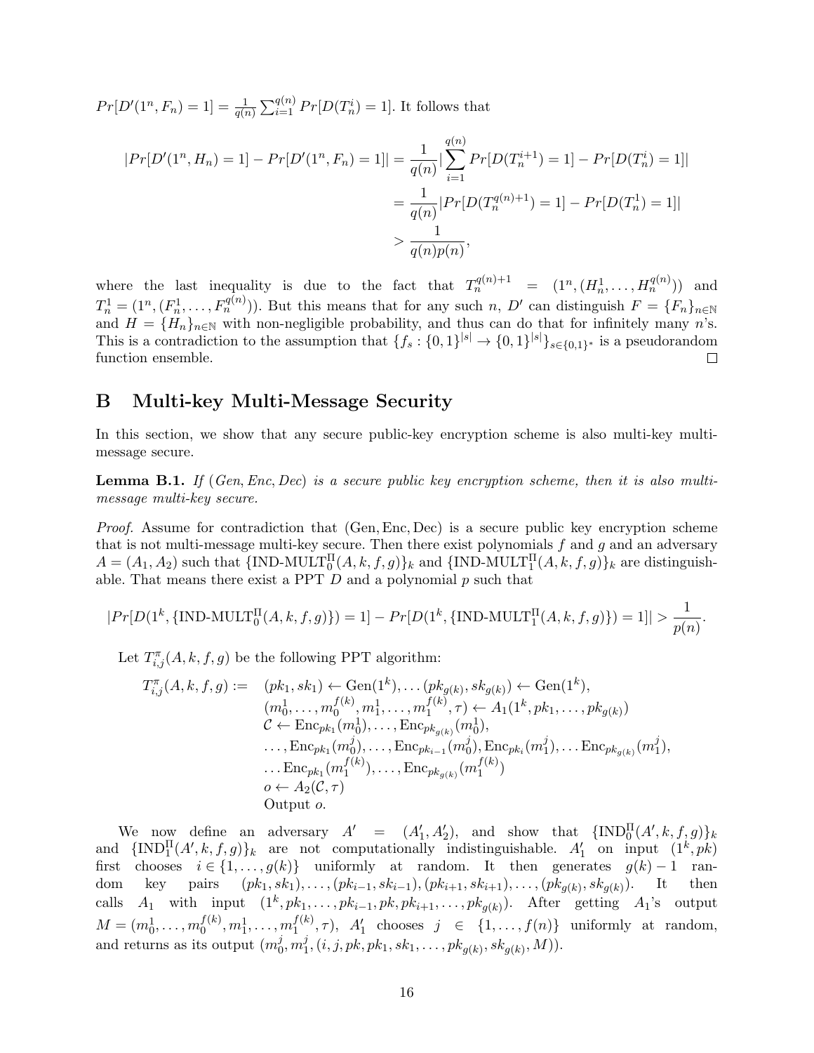$Pr[D'(1^n, F_n) = 1] = \frac{1}{q(n)} \sum_{i=1}^{q(n)} Pr[D(T_n^i) = 1]$. It follows that

$$
\begin{aligned}
|Pr[D'(1^n, H_n) = 1] - Pr[D'(1^n, F_n) = 1]| &= \frac{1}{q(n)} \left| \sum_{i=1}^{q(n)} Pr[D(T_n^{i+1}) = 1] - Pr[D(T_n^i) = 1] \right| \\
&= \frac{1}{q(n)} |Pr[D(T_n^{q(n)+1}) = 1] - Pr[D(T_n^1) = 1]| \\
&> \frac{1}{q(n)p(n)},
\end{aligned}
$$

where the last inequality is due to the fact that $T_n^{q(n)+1} = (1^n, (H_n^1, \ldots, H_n^{q(n)}))$ and $T_n^1 = (1^n, (F_n^1, \ldots, F_n^{q(n)}))$. But this means that for any such $n$, $D'$ can distinguish $F = \{F_n\}_{n\in\mathbb{N}}$ and $H = \{H_n\}_{n\in\mathbb{N}}$ with non-negligible probability, and thus can do that for infinitely many $n$'s. This is a contradiction to the assumption that $\{f_s : \{0,1\}^{|s|} \to \{0,1\}^{|s|}\}_{s\in\{0,1\}^*}$ is a pseudorandom function ensemble. □

## B Multi-key Multi-Message Security

In this section, we show that any secure public-key encryption scheme is also multi-key multi-message secure.

**Lemma B.1.** *If $(Gen, Enc, Dec)$ is a secure public key encryption scheme, then it is also multi-message multi-key secure.*

*Proof.* Assume for contradiction that $(\text{Gen}, \text{Enc}, \text{Dec})$ is a secure public key encryption scheme that is not multi-message multi-key secure. Then there exist polynomials $f$ and $g$ and an adversary $A = (A_1, A_2)$ such that $\{\text{IND-MULT}_0^\Pi(A, k, f, g)\}_k$ and $\{\text{IND-MULT}_1^\Pi(A, k, f, g)\}_k$ are distinguishable. That means there exist a PPT $D$ and a polynomial $p$ such that

$$
|Pr[D(1^k, \{\text{IND-MULT}_0^\Pi(A, k, f, g)\}) = 1] - Pr[D(1^k, \{\text{IND-MULT}_1^\Pi(A, k, f, g)\}) = 1]| > \frac{1}{p(n)}.
$$

Let $T_{i,j}^\pi(A, k, f, g)$ be the following PPT algorithm:

$$
\begin{aligned}
T_{i,j}^\pi(A, k, f, g) := \quad & (pk_1, sk_1) \leftarrow \text{Gen}(1^k), \ldots (pk_{g(k)}, sk_{g(k)}) \leftarrow \text{Gen}(1^k), \\
& (m_0^1, \ldots, m_0^{f(k)}, m_1^1, \ldots, m_1^{f(k)}, \tau) \leftarrow A_1(1^k, pk_1, \ldots, pk_{g(k)}) \\
& \mathcal{C} \leftarrow \text{Enc}_{pk_1}(m_0^1), \ldots, \text{Enc}_{pk_{g(k)}}(m_0^1), \\
& \ldots, \text{Enc}_{pk_1}(m_0^j), \ldots, \text{Enc}_{pk_{i-1}}(m_0^j), \text{Enc}_{pk_i}(m_1^j), \ldots \text{Enc}_{pk_{g(k)}}(m_1^j), \\
& \ldots \text{Enc}_{pk_1}(m_1^{f(k)}), \ldots, \text{Enc}_{pk_{g(k)}}(m_1^{f(k)}) \\
& o \leftarrow A_2(\mathcal{C}, \tau) \\
& \text{Output } o.
\end{aligned}
$$

We now define an adversary $A' = (A_1', A_2')$, and show that $\{\text{IND}_0^\Pi(A', k, f, g)\}_k$ and $\{\text{IND}_1^\Pi(A', k, f, g)\}_k$ are not computationally indistinguishable. $A_1'$ on input $(1^k, pk)$ first chooses $i \in \{1, \ldots, g(k)\}$ uniformly at random. It then generates $g(k) - 1$ random key pairs $(pk_1, sk_1), \ldots, (pk_{i-1}, sk_{i-1}), (pk_{i+1}, sk_{i+1}), \ldots, (pk_{g(k)}, sk_{g(k)})$. It then calls $A_1$ with input $(1^k, pk_1, \ldots, pk_{i-1}, pk, pk_{i+1}, \ldots, pk_{g(k)})$. After getting $A_1$'s output $M = (m_0^1, \ldots, m_0^{f(k)}, m_1^1, \ldots, m_1^{f(k)}, \tau)$, $A_1'$ chooses $j \in \{1, \ldots, f(n)\}$ uniformly at random, and returns as its output $(m_0^j, m_1^j, (i, j, pk, pk_1, sk_1, \ldots, pk_{g(k)}, sk_{g(k)}, M))$.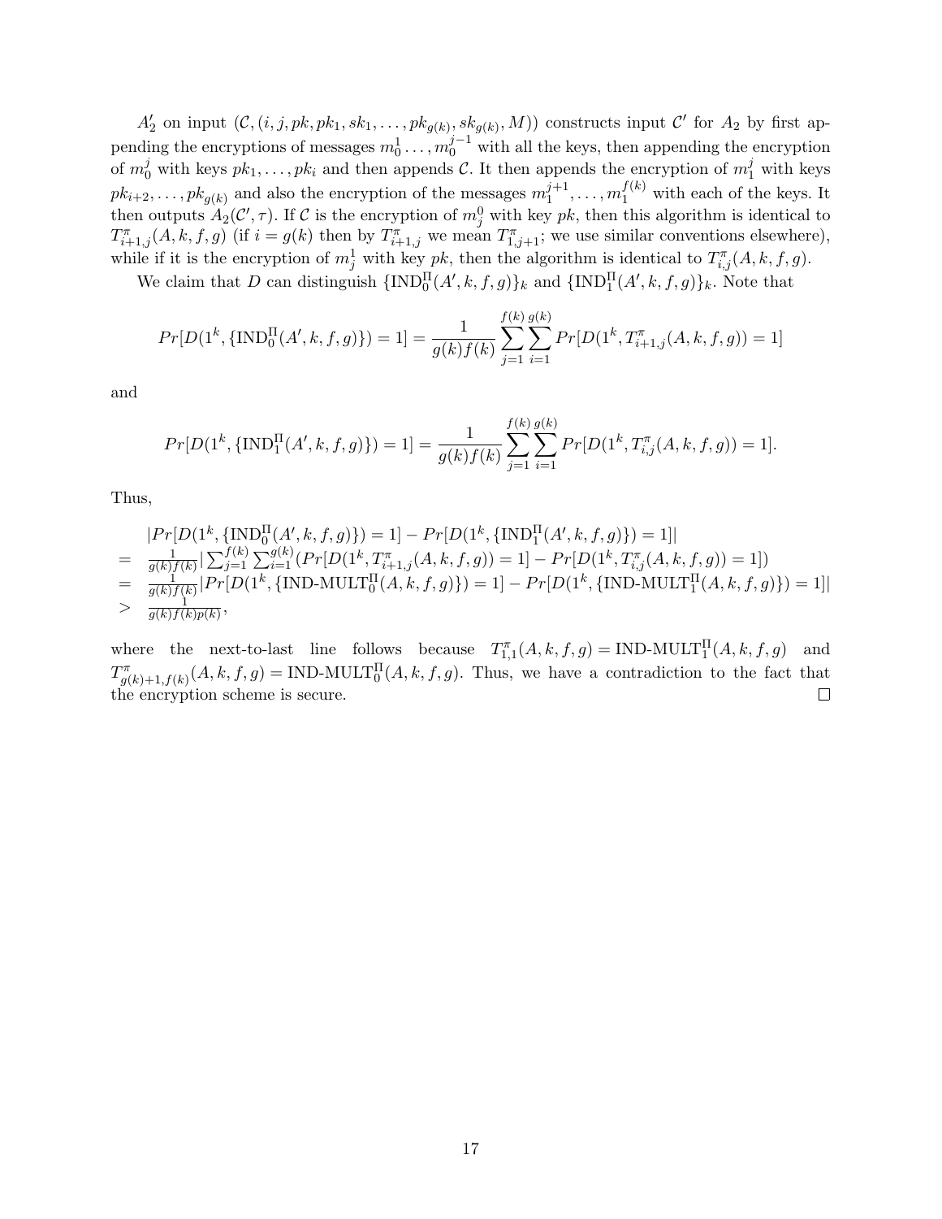$A_2'$ on input $(\mathcal{C}, (i, j, pk, pk_1, sk_1, \ldots, pk_{g(k)}, sk_{g(k)}, M))$ constructs input $\mathcal{C}'$ for $A_2$ by first appending the encryptions of messages $m_0^1 \ldots, m_0^{j-1}$ with all the keys, then appending the encryption of $m_0^j$ with keys $pk_1, \ldots, pk_i$ and then appends $\mathcal{C}$. It then appends the encryption of $m_1^j$ with keys $pk_{i+2}, \ldots, pk_{g(k)}$ and also the encryption of the messages $m_1^{j+1}, \ldots, m_1^{f(k)}$ with each of the keys. It then outputs $A_2(\mathcal{C}', \tau)$. If $\mathcal{C}$ is the encryption of $m_j^0$ with key $pk$, then this algorithm is identical to $T_{i+1,j}^{\pi}(A, k, f, g)$ (if $i = g(k)$ then by $T_{i+1,j}^{\pi}$ we mean $T_{1,j+1}^{\pi}$; we use similar conventions elsewhere), while if it is the encryption of $m_j^1$ with key $pk$, then the algorithm is identical to $T_{i,j}^{\pi}(A, k, f, g)$.

We claim that $D$ can distinguish $\{\text{IND}_0^{\Pi}(A', k, f, g)\}_k$ and $\{\text{IND}_1^{\Pi}(A', k, f, g)\}_k$. Note that

$$Pr[D(1^k, \{\text{IND}_0^{\Pi}(A', k, f, g)\}) = 1] = \frac{1}{g(k)f(k)} \sum_{j=1}^{f(k)} \sum_{i=1}^{g(k)} Pr[D(1^k, T_{i+1,j}^{\pi}(A, k, f, g)) = 1]$$

and

$$Pr[D(1^k, \{\text{IND}_1^{\Pi}(A', k, f, g)\}) = 1] = \frac{1}{g(k)f(k)} \sum_{j=1}^{f(k)} \sum_{i=1}^{g(k)} Pr[D(1^k, T_{i,j}^{\pi}(A, k, f, g)) = 1].$$

Thus,

$$\begin{array}{cl} & |Pr[D(1^k, \{\text{IND}_0^{\Pi}(A', k, f, g)\}) = 1] - Pr[D(1^k, \{\text{IND}_1^{\Pi}(A', k, f, g)\}) = 1]| \\ = & \frac{1}{g(k)f(k)} |\sum_{j=1}^{f(k)} \sum_{i=1}^{g(k)} (Pr[D(1^k, T_{i+1,j}^{\pi}(A, k, f, g)) = 1] - Pr[D(1^k, T_{i,j}^{\pi}(A, k, f, g)) = 1]) \\ = & \frac{1}{g(k)f(k)} |Pr[D(1^k, \{\text{IND-MULT}_0^{\Pi}(A, k, f, g)\}) = 1] - Pr[D(1^k, \{\text{IND-MULT}_1^{\Pi}(A, k, f, g)\}) = 1]| \\ > & \frac{1}{g(k)f(k)p(k)}, \end{array}$$

where the next-to-last line follows because $T_{1,1}^{\pi}(A, k, f, g) = \text{IND-MULT}_1^{\Pi}(A, k, f, g)$ and $T_{g(k)+1,f(k)}^{\pi}(A, k, f, g) = \text{IND-MULT}_0^{\Pi}(A, k, f, g)$. Thus, we have a contradiction to the fact that the encryption scheme is secure. $\square$